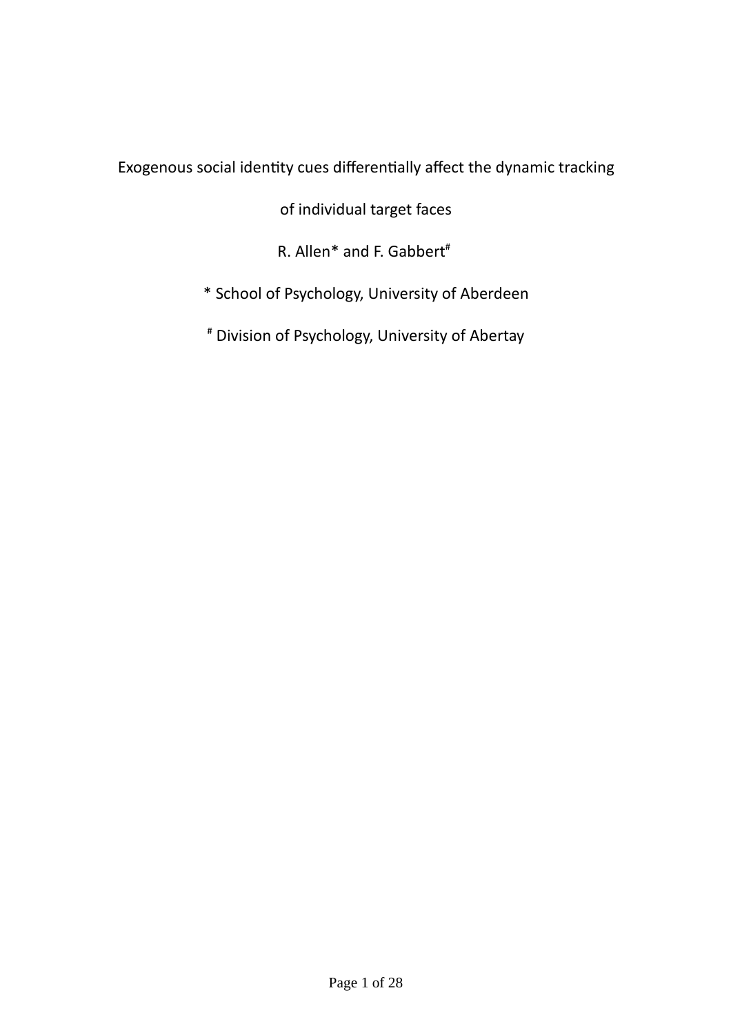# Exogenous social identity cues differentially affect the dynamic tracking of individual target faces

R. Allen* and F. Gabbert[#]

* School of Psychology, University of Aberdeen

[#] Division of Psychology, University of Abertay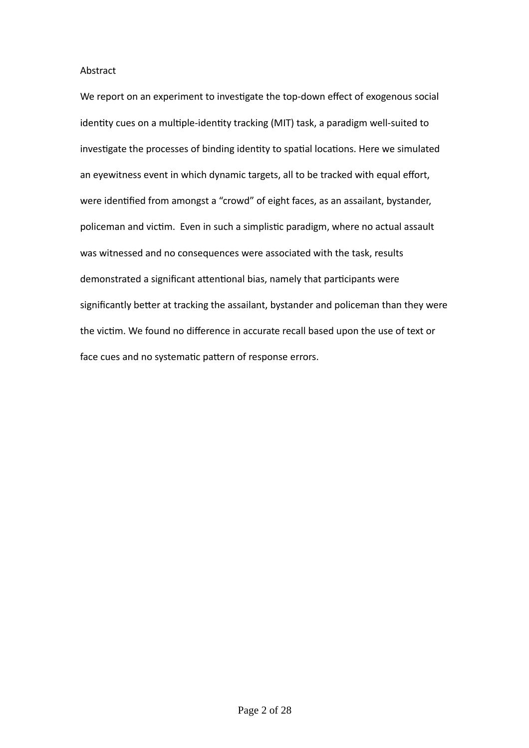# Abstract

We report on an experiment to investigate the top-down effect of exogenous social identity cues on a multiple-identity tracking (MIT) task, a paradigm well-suited to investigate the processes of binding identity to spatial locations. Here we simulated an eyewitness event in which dynamic targets, all to be tracked with equal effort, were identified from amongst a "crowd" of eight faces, as an assailant, bystander, policeman and victim. Even in such a simplistic paradigm, where no actual assault was witnessed and no consequences were associated with the task, results demonstrated a significant attentional bias, namely that participants were significantly better at tracking the assailant, bystander and policeman than they were the victim. We found no difference in accurate recall based upon the use of text or face cues and no systematic pattern of response errors.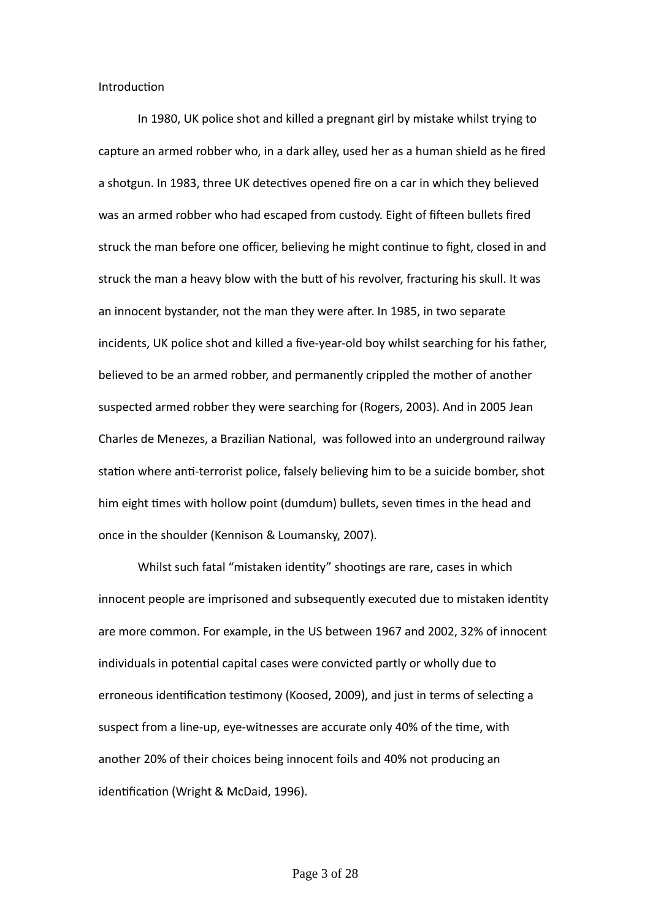## Introduction

In 1980, UK police shot and killed a pregnant girl by mistake whilst trying to capture an armed robber who, in a dark alley, used her as a human shield as he fired a shotgun. In 1983, three UK detectives opened fire on a car in which they believed was an armed robber who had escaped from custody. Eight of fifteen bullets fired struck the man before one officer, believing he might continue to fight, closed in and struck the man a heavy blow with the butt of his revolver, fracturing his skull. It was an innocent bystander, not the man they were after. In 1985, in two separate incidents, UK police shot and killed a five-year-old boy whilst searching for his father, believed to be an armed robber, and permanently crippled the mother of another suspected armed robber they were searching for (Rogers, 2003). And in 2005 Jean Charles de Menezes, a Brazilian National,  was followed into an underground railway station where anti-terrorist police, falsely believing him to be a suicide bomber, shot him eight times with hollow point (dumdum) bullets, seven times in the head and once in the shoulder (Kennison & Loumansky, 2007).

Whilst such fatal “mistaken identity” shootings are rare, cases in which innocent people are imprisoned and subsequently executed due to mistaken identity are more common. For example, in the US between 1967 and 2002, 32% of innocent individuals in potential capital cases were convicted partly or wholly due to erroneous identification testimony (Koosed, 2009), and just in terms of selecting a suspect from a line-up, eye-witnesses are accurate only 40% of the time, with another 20% of their choices being innocent foils and 40% not producing an identification (Wright & McDaid, 1996).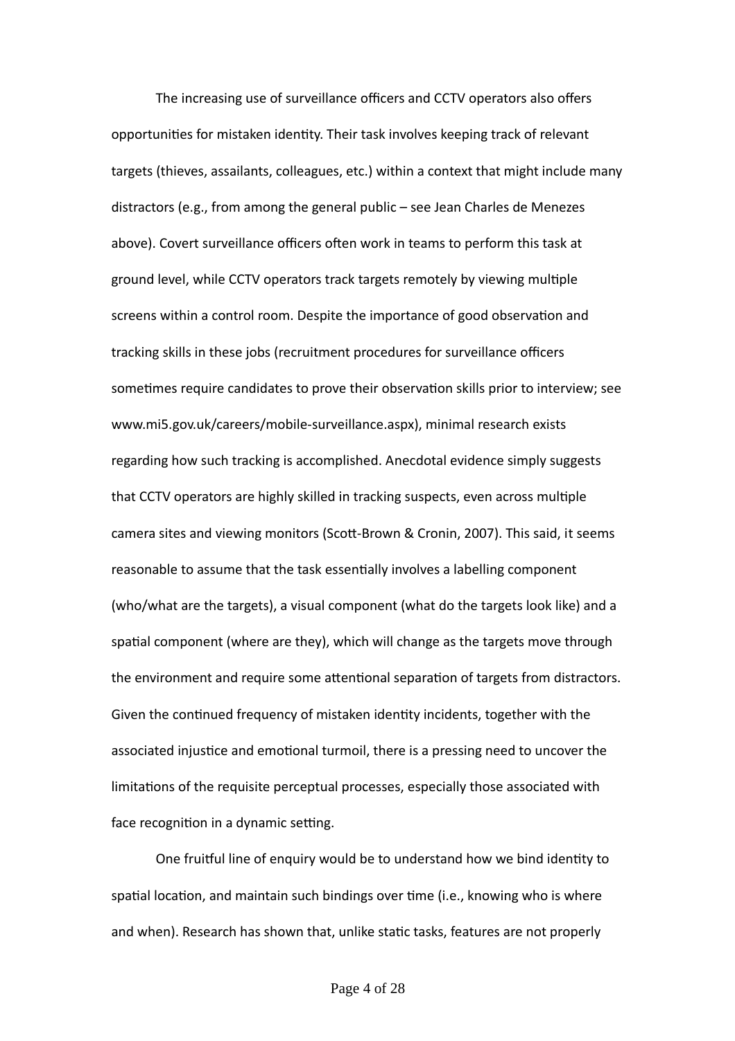The increasing use of surveillance officers and CCTV operators also offers opportunities for mistaken identity. Their task involves keeping track of relevant targets (thieves, assailants, colleagues, etc.) within a context that might include many distractors (e.g., from among the general public – see Jean Charles de Menezes above). Covert surveillance officers often work in teams to perform this task at ground level, while CCTV operators track targets remotely by viewing multiple screens within a control room. Despite the importance of good observation and tracking skills in these jobs (recruitment procedures for surveillance officers sometimes require candidates to prove their observation skills prior to interview; see www.mi5.gov.uk/careers/mobile-surveillance.aspx), minimal research exists regarding how such tracking is accomplished. Anecdotal evidence simply suggests that CCTV operators are highly skilled in tracking suspects, even across multiple camera sites and viewing monitors (Scott-Brown & Cronin, 2007). This said, it seems reasonable to assume that the task essentially involves a labelling component (who/what are the targets), a visual component (what do the targets look like) and a spatial component (where are they), which will change as the targets move through the environment and require some attentional separation of targets from distractors. Given the continued frequency of mistaken identity incidents, together with the associated injustice and emotional turmoil, there is a pressing need to uncover the limitations of the requisite perceptual processes, especially those associated with face recognition in a dynamic setting.

One fruitful line of enquiry would be to understand how we bind identity to spatial location, and maintain such bindings over time (i.e., knowing who is where and when). Research has shown that, unlike static tasks, features are not properly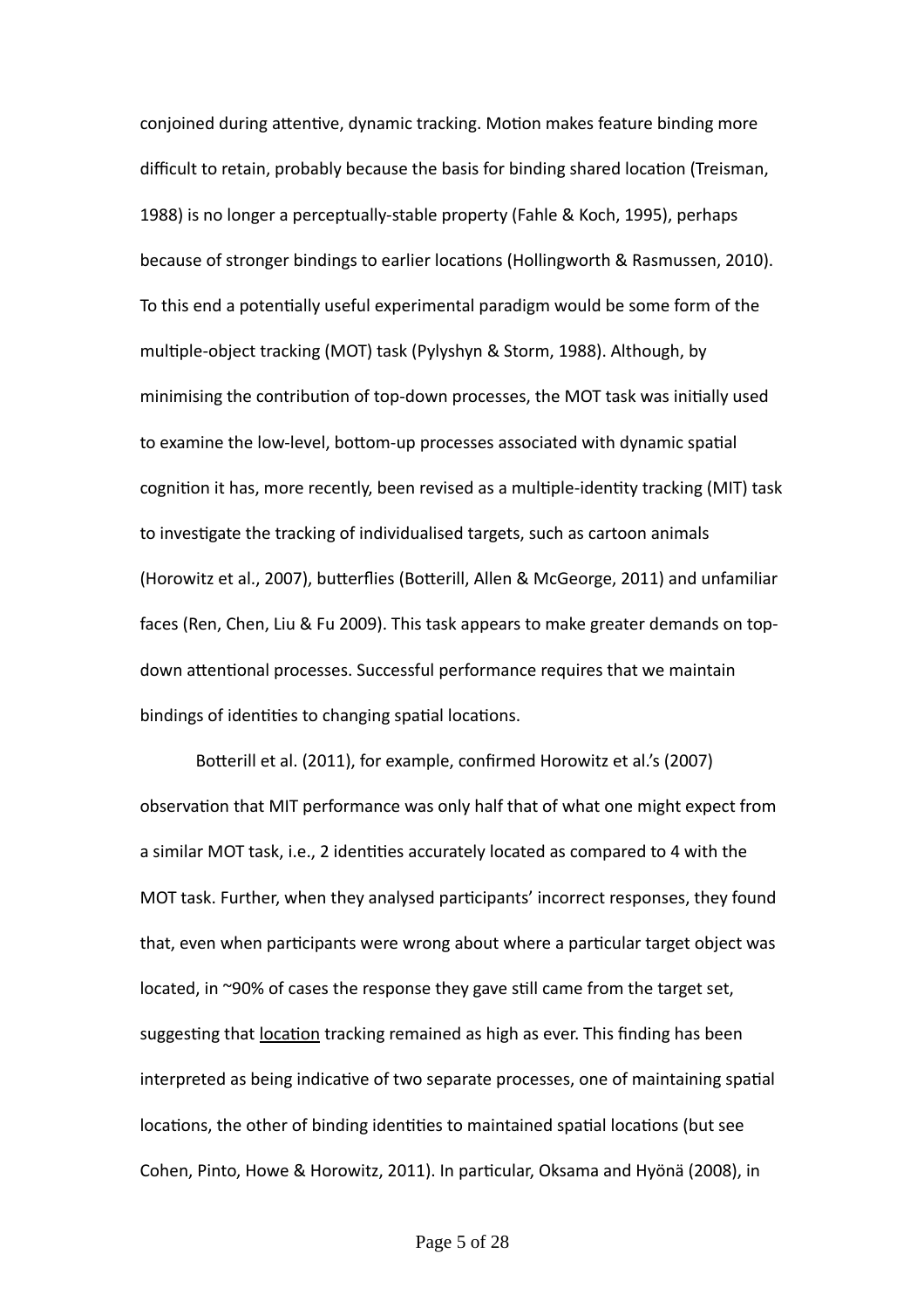conjoined during attentive, dynamic tracking. Motion makes feature binding more difficult to retain, probably because the basis for binding shared location (Treisman, 1988) is no longer a perceptually-stable property (Fahle & Koch, 1995), perhaps because of stronger bindings to earlier locations (Hollingworth & Rasmussen, 2010). To this end a potentially useful experimental paradigm would be some form of the multiple-object tracking (MOT) task (Pylyshyn & Storm, 1988). Although, by minimising the contribution of top-down processes, the MOT task was initially used to examine the low-level, bottom-up processes associated with dynamic spatial cognition it has, more recently, been revised as a multiple-identity tracking (MIT) task to investigate the tracking of individualised targets, such as cartoon animals (Horowitz et al., 2007), butterflies (Botterill, Allen & McGeorge, 2011) and unfamiliar faces (Ren, Chen, Liu & Fu 2009). This task appears to make greater demands on top-down attentional processes. Successful performance requires that we maintain bindings of identities to changing spatial locations.

Botterill et al. (2011), for example, confirmed Horowitz et al.'s (2007) observation that MIT performance was only half that of what one might expect from a similar MOT task, i.e., 2 identities accurately located as compared to 4 with the MOT task. Further, when they analysed participants' incorrect responses, they found that, even when participants were wrong about where a particular target object was located, in ~90% of cases the response they gave still came from the target set, suggesting that <u>location</u> tracking remained as high as ever. This finding has been interpreted as being indicative of two separate processes, one of maintaining spatial locations, the other of binding identities to maintained spatial locations (but see Cohen, Pinto, Howe & Horowitz, 2011). In particular, Oksama and Hyönä (2008), in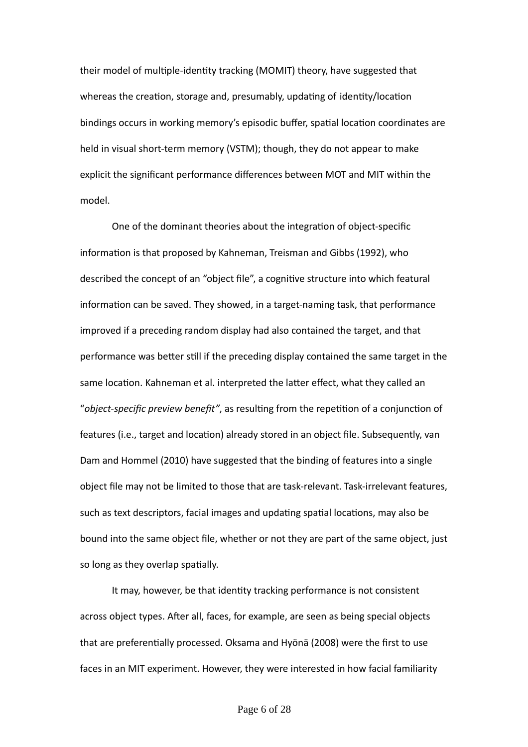their model of multiple-identity tracking (MOMIT) theory, have suggested that whereas the creation, storage and, presumably, updating of identity/location bindings occurs in working memory's episodic buffer, spatial location coordinates are held in visual short-term memory (VSTM); though, they do not appear to make explicit the significant performance differences between MOT and MIT within the model.

One of the dominant theories about the integration of object-specific information is that proposed by Kahneman, Treisman and Gibbs (1992), who described the concept of an "object file", a cognitive structure into which featural information can be saved. They showed, in a target-naming task, that performance improved if a preceding random display had also contained the target, and that performance was better still if the preceding display contained the same target in the same location. Kahneman et al. interpreted the latter effect, what they called an "*object-specific preview benefit"*, as resulting from the repetition of a conjunction of features (i.e., target and location) already stored in an object file. Subsequently, van Dam and Hommel (2010) have suggested that the binding of features into a single object file may not be limited to those that are task-relevant. Task-irrelevant features, such as text descriptors, facial images and updating spatial locations, may also be bound into the same object file, whether or not they are part of the same object, just so long as they overlap spatially.

It may, however, be that identity tracking performance is not consistent across object types. After all, faces, for example, are seen as being special objects that are preferentially processed. Oksama and Hyönä (2008) were the first to use faces in an MIT experiment. However, they were interested in how facial familiarity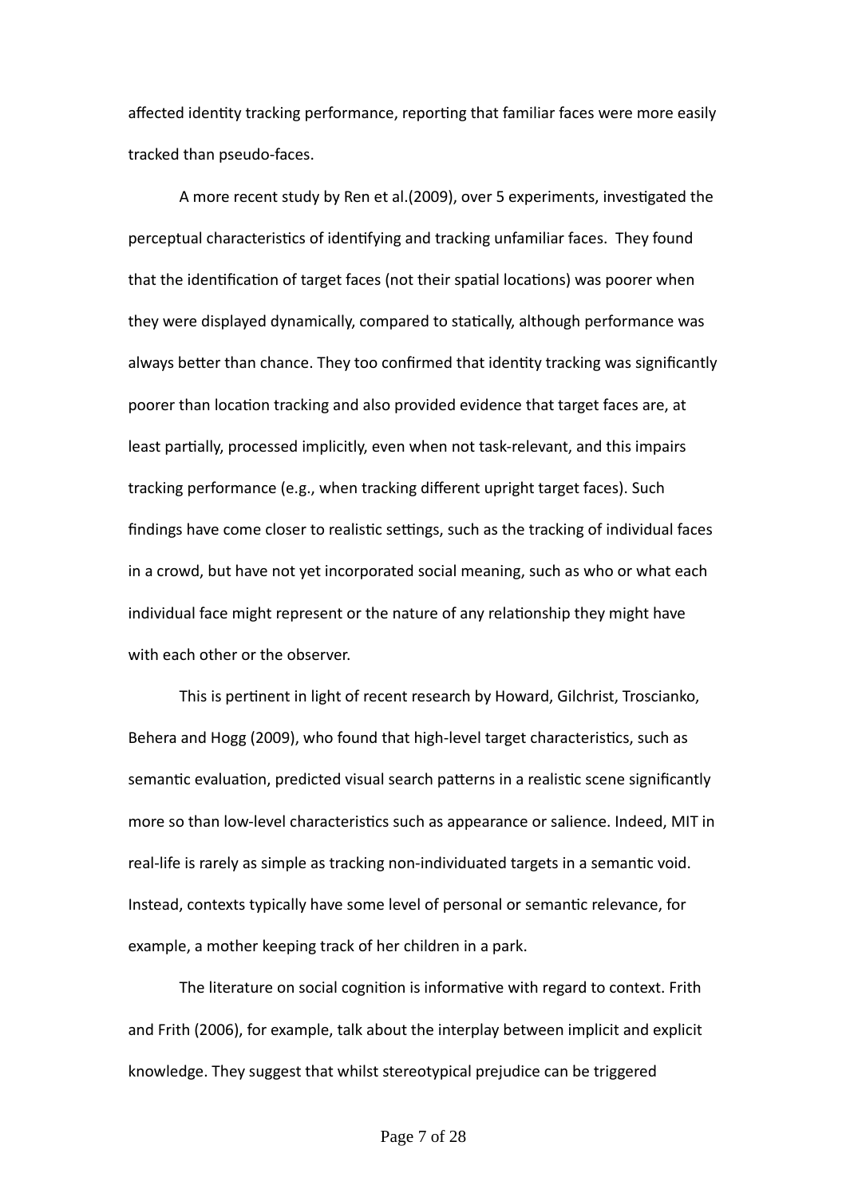affected identity tracking performance, reporting that familiar faces were more easily tracked than pseudo-faces.

A more recent study by Ren et al.(2009), over 5 experiments, investigated the perceptual characteristics of identifying and tracking unfamiliar faces. They found that the identification of target faces (not their spatial locations) was poorer when they were displayed dynamically, compared to statically, although performance was always better than chance. They too confirmed that identity tracking was significantly poorer than location tracking and also provided evidence that target faces are, at least partially, processed implicitly, even when not task-relevant, and this impairs tracking performance (e.g., when tracking different upright target faces). Such findings have come closer to realistic settings, such as the tracking of individual faces in a crowd, but have not yet incorporated social meaning, such as who or what each individual face might represent or the nature of any relationship they might have with each other or the observer.

This is pertinent in light of recent research by Howard, Gilchrist, Troscianko, Behera and Hogg (2009), who found that high-level target characteristics, such as semantic evaluation, predicted visual search patterns in a realistic scene significantly more so than low-level characteristics such as appearance or salience. Indeed, MIT in real-life is rarely as simple as tracking non-individuated targets in a semantic void. Instead, contexts typically have some level of personal or semantic relevance, for example, a mother keeping track of her children in a park.

The literature on social cognition is informative with regard to context. Frith and Frith (2006), for example, talk about the interplay between implicit and explicit knowledge. They suggest that whilst stereotypical prejudice can be triggered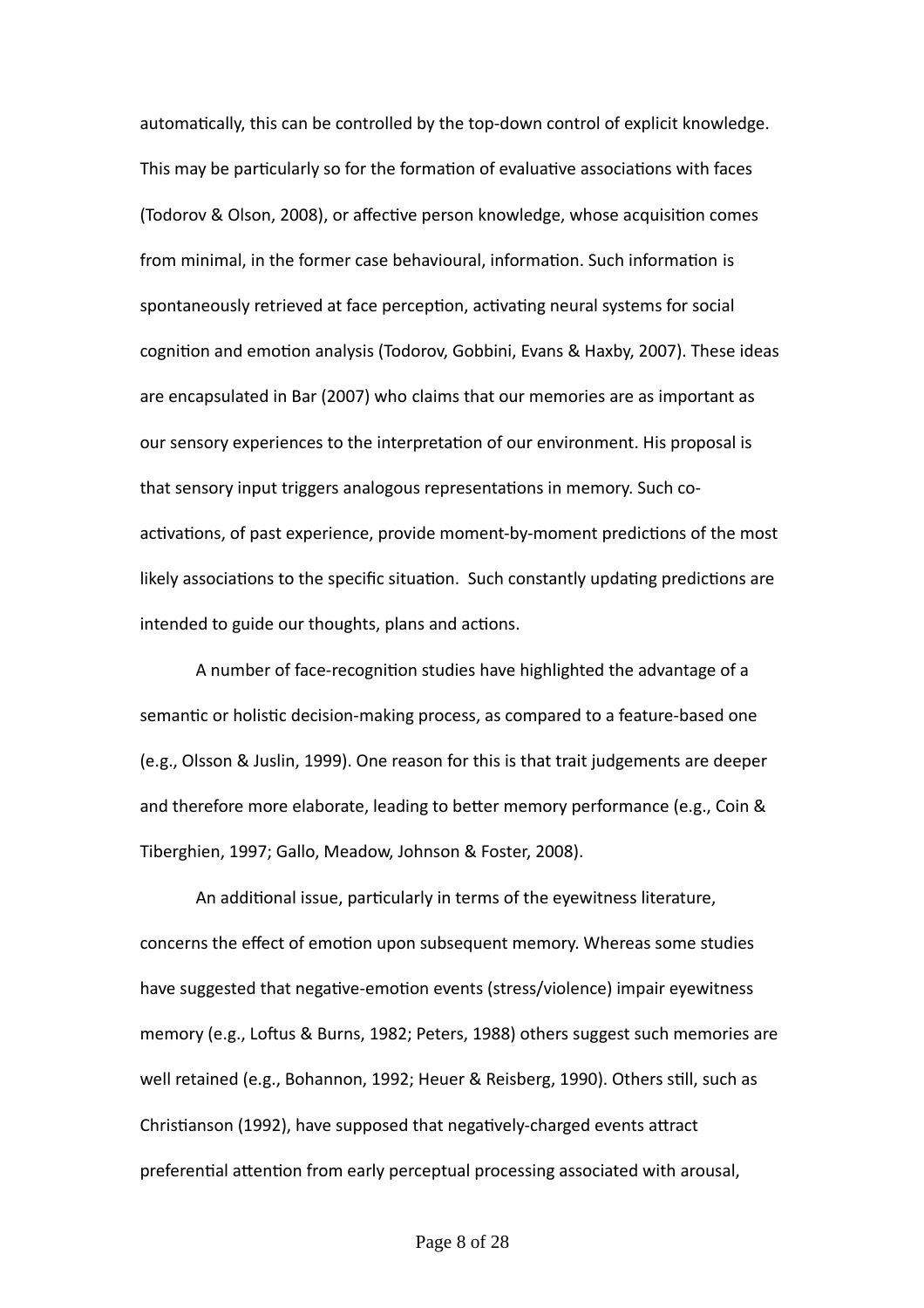automatically, this can be controlled by the top-down control of explicit knowledge. This may be particularly so for the formation of evaluative associations with faces (Todorov & Olson, 2008), or affective person knowledge, whose acquisition comes from minimal, in the former case behavioural, information. Such information is spontaneously retrieved at face perception, activating neural systems for social cognition and emotion analysis (Todorov, Gobbini, Evans & Haxby, 2007). These ideas are encapsulated in Bar (2007) who claims that our memories are as important as our sensory experiences to the interpretation of our environment. His proposal is that sensory input triggers analogous representations in memory. Such co-activations, of past experience, provide moment-by-moment predictions of the most likely associations to the specific situation. Such constantly updating predictions are intended to guide our thoughts, plans and actions.

A number of face-recognition studies have highlighted the advantage of a semantic or holistic decision-making process, as compared to a feature-based one (e.g., Olsson & Juslin, 1999). One reason for this is that trait judgements are deeper and therefore more elaborate, leading to better memory performance (e.g., Coin & Tiberghien, 1997; Gallo, Meadow, Johnson & Foster, 2008).

An additional issue, particularly in terms of the eyewitness literature, concerns the effect of emotion upon subsequent memory. Whereas some studies have suggested that negative-emotion events (stress/violence) impair eyewitness memory (e.g., Loftus & Burns, 1982; Peters, 1988) others suggest such memories are well retained (e.g., Bohannon, 1992; Heuer & Reisberg, 1990). Others still, such as Christianson (1992), have supposed that negatively-charged events attract preferential attention from early perceptual processing associated with arousal,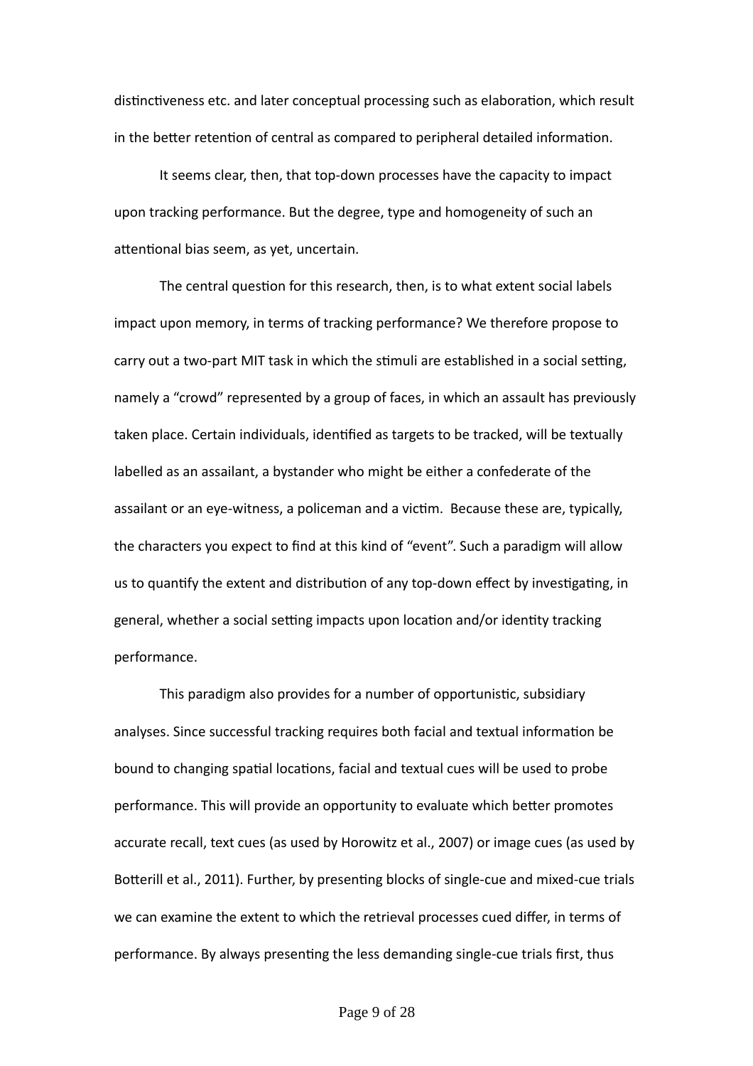distinctiveness etc. and later conceptual processing such as elaboration, which result in the better retention of central as compared to peripheral detailed information.

It seems clear, then, that top-down processes have the capacity to impact upon tracking performance. But the degree, type and homogeneity of such an attentional bias seem, as yet, uncertain.

The central question for this research, then, is to what extent social labels impact upon memory, in terms of tracking performance? We therefore propose to carry out a two-part MIT task in which the stimuli are established in a social setting, namely a "crowd" represented by a group of faces, in which an assault has previously taken place. Certain individuals, identified as targets to be tracked, will be textually labelled as an assailant, a bystander who might be either a confederate of the assailant or an eye-witness, a policeman and a victim.  Because these are, typically, the characters you expect to find at this kind of "event". Such a paradigm will allow us to quantify the extent and distribution of any top-down effect by investigating, in general, whether a social setting impacts upon location and/or identity tracking performance.

This paradigm also provides for a number of opportunistic, subsidiary analyses. Since successful tracking requires both facial and textual information be bound to changing spatial locations, facial and textual cues will be used to probe performance. This will provide an opportunity to evaluate which better promotes accurate recall, text cues (as used by Horowitz et al., 2007) or image cues (as used by Botterill et al., 2011). Further, by presenting blocks of single-cue and mixed-cue trials we can examine the extent to which the retrieval processes cued differ, in terms of performance. By always presenting the less demanding single-cue trials first, thus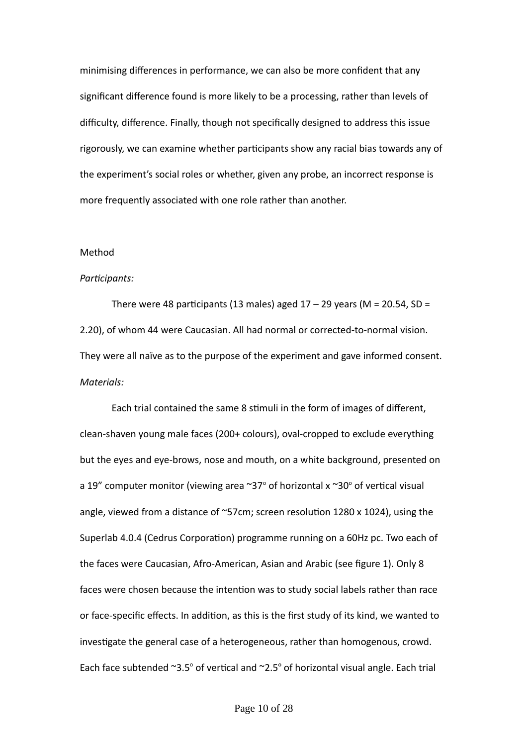minimising differences in performance, we can also be more confident that any significant difference found is more likely to be a processing, rather than levels of difficulty, difference. Finally, though not specifically designed to address this issue rigorously, we can examine whether participants show any racial bias towards any of the experiment's social roles or whether, given any probe, an incorrect response is more frequently associated with one role rather than another.

## Method

*Participants:*

There were 48 participants (13 males) aged 17 – 29 years (M = 20.54, SD = 2.20), of whom 44 were Caucasian. All had normal or corrected-to-normal vision. They were all naïve as to the purpose of the experiment and gave informed consent.

*Materials:*

Each trial contained the same 8 stimuli in the form of images of different, clean-shaven young male faces (200+ colours), oval-cropped to exclude everything but the eyes and eye-brows, nose and mouth, on a white background, presented on a 19" computer monitor (viewing area ~37° of horizontal x ~30° of vertical visual angle, viewed from a distance of ~57cm; screen resolution 1280 x 1024), using the Superlab 4.0.4 (Cedrus Corporation) programme running on a 60Hz pc. Two each of the faces were Caucasian, Afro-American, Asian and Arabic (see figure 1). Only 8 faces were chosen because the intention was to study social labels rather than race or face-specific effects. In addition, as this is the first study of its kind, we wanted to investigate the general case of a heterogeneous, rather than homogenous, crowd. Each face subtended ~3.5° of vertical and ~2.5° of horizontal visual angle. Each trial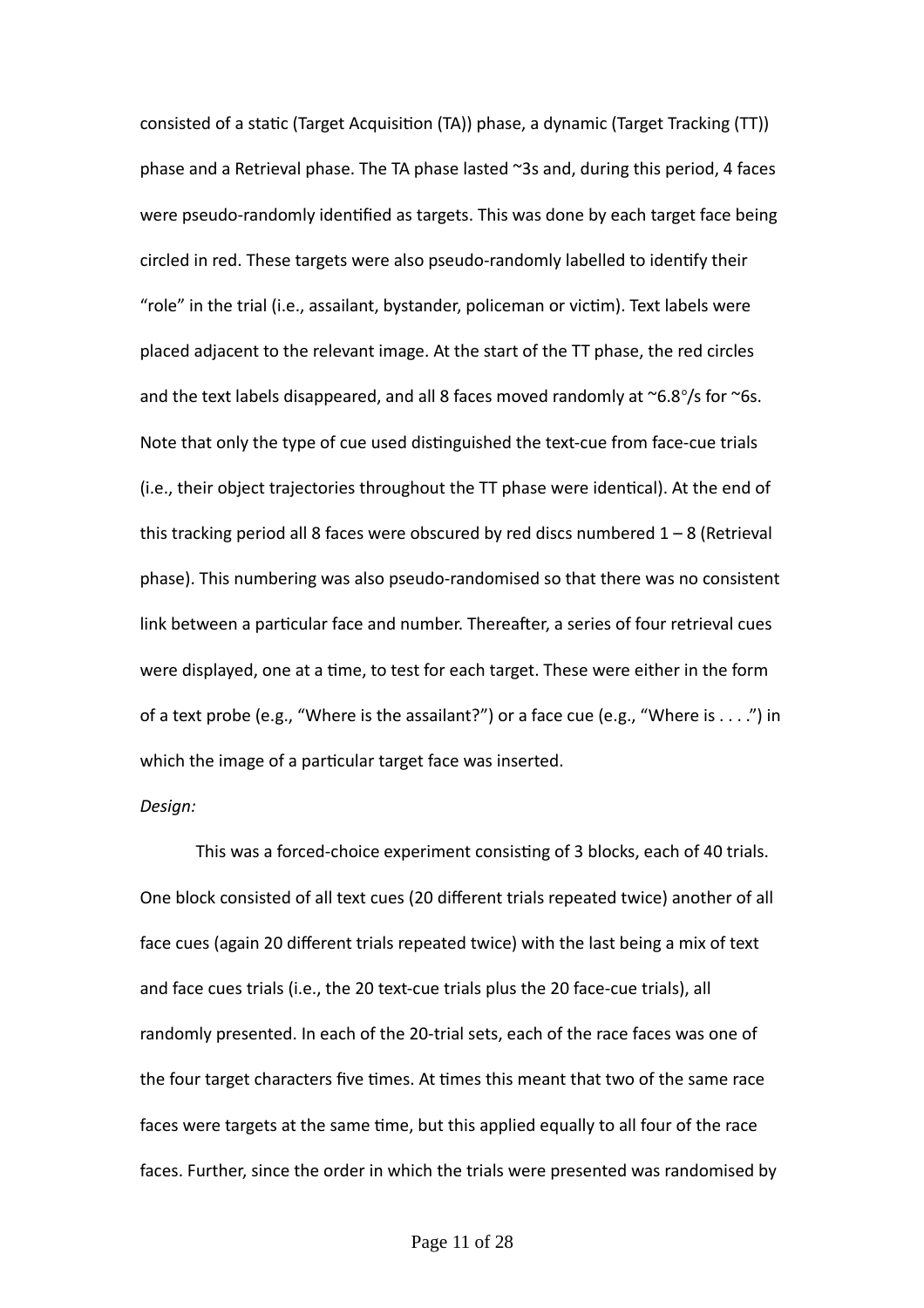consisted of a static (Target Acquisition (TA)) phase, a dynamic (Target Tracking (TT)) phase and a Retrieval phase. The TA phase lasted ~3s and, during this period, 4 faces were pseudo-randomly identified as targets. This was done by each target face being circled in red. These targets were also pseudo-randomly labelled to identify their “role” in the trial (i.e., assailant, bystander, policeman or victim). Text labels were placed adjacent to the relevant image. At the start of the TT phase, the red circles and the text labels disappeared, and all 8 faces moved randomly at ~6.8°/s for ~6s. Note that only the type of cue used distinguished the text-cue from face-cue trials (i.e., their object trajectories throughout the TT phase were identical). At the end of this tracking period all 8 faces were obscured by red discs numbered 1 – 8 (Retrieval phase). This numbering was also pseudo-randomised so that there was no consistent link between a particular face and number. Thereafter, a series of four retrieval cues were displayed, one at a time, to test for each target. These were either in the form of a text probe (e.g., “Where is the assailant?”) or a face cue (e.g., “Where is . . . .”) in which the image of a particular target face was inserted.

*Design:*

This was a forced-choice experiment consisting of 3 blocks, each of 40 trials. One block consisted of all text cues (20 different trials repeated twice) another of all face cues (again 20 different trials repeated twice) with the last being a mix of text and face cues trials (i.e., the 20 text-cue trials plus the 20 face-cue trials), all randomly presented. In each of the 20-trial sets, each of the race faces was one of the four target characters five times. At times this meant that two of the same race faces were targets at the same time, but this applied equally to all four of the race faces. Further, since the order in which the trials were presented was randomised by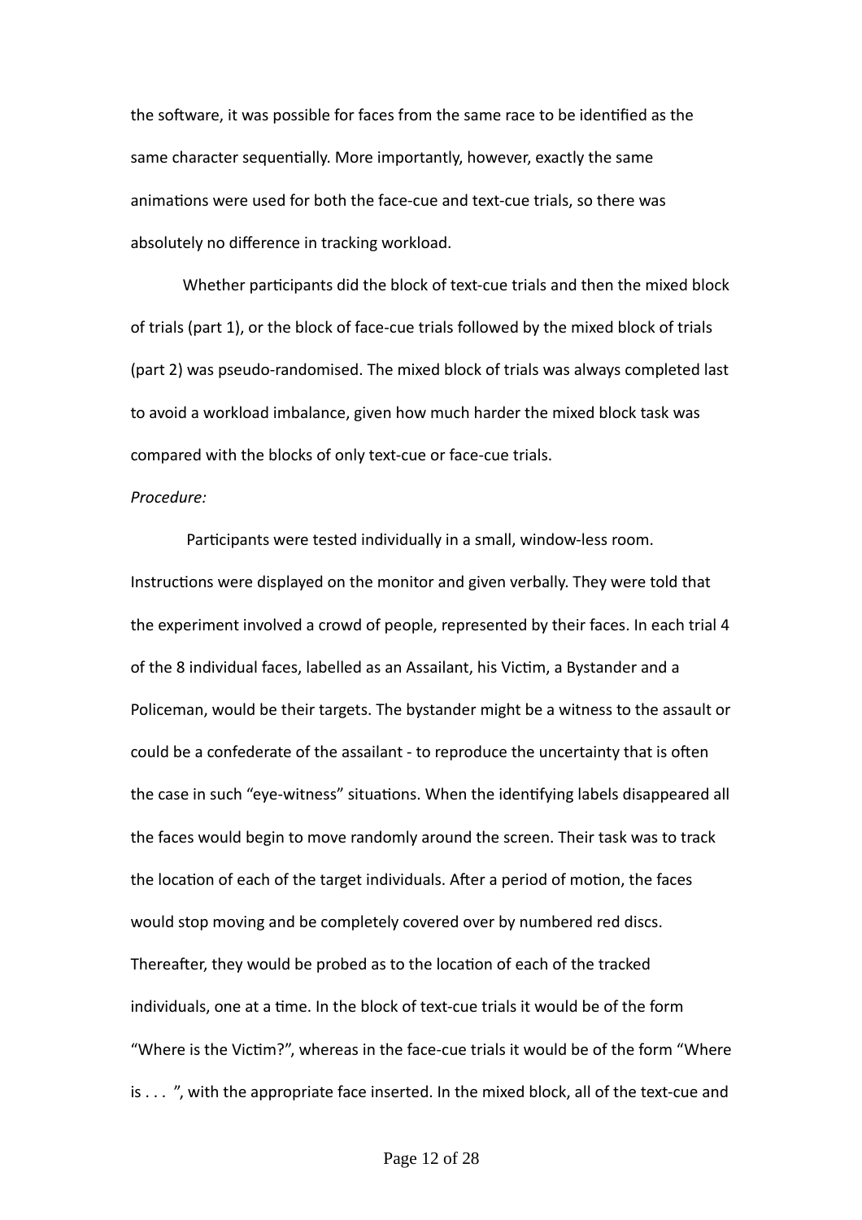the software, it was possible for faces from the same race to be identified as the same character sequentially. More importantly, however, exactly the same animations were used for both the face-cue and text-cue trials, so there was absolutely no difference in tracking workload.

Whether participants did the block of text-cue trials and then the mixed block of trials (part 1), or the block of face-cue trials followed by the mixed block of trials (part 2) was pseudo-randomised. The mixed block of trials was always completed last to avoid a workload imbalance, given how much harder the mixed block task was compared with the blocks of only text-cue or face-cue trials.

*Procedure:*

Participants were tested individually in a small, window-less room. Instructions were displayed on the monitor and given verbally. They were told that the experiment involved a crowd of people, represented by their faces. In each trial 4 of the 8 individual faces, labelled as an Assailant, his Victim, a Bystander and a Policeman, would be their targets. The bystander might be a witness to the assault or could be a confederate of the assailant - to reproduce the uncertainty that is often the case in such "eye-witness" situations. When the identifying labels disappeared all the faces would begin to move randomly around the screen. Their task was to track the location of each of the target individuals. After a period of motion, the faces would stop moving and be completely covered over by numbered red discs. Thereafter, they would be probed as to the location of each of the tracked individuals, one at a time. In the block of text-cue trials it would be of the form "Where is the Victim?", whereas in the face-cue trials it would be of the form "Where is . . . ", with the appropriate face inserted. In the mixed block, all of the text-cue and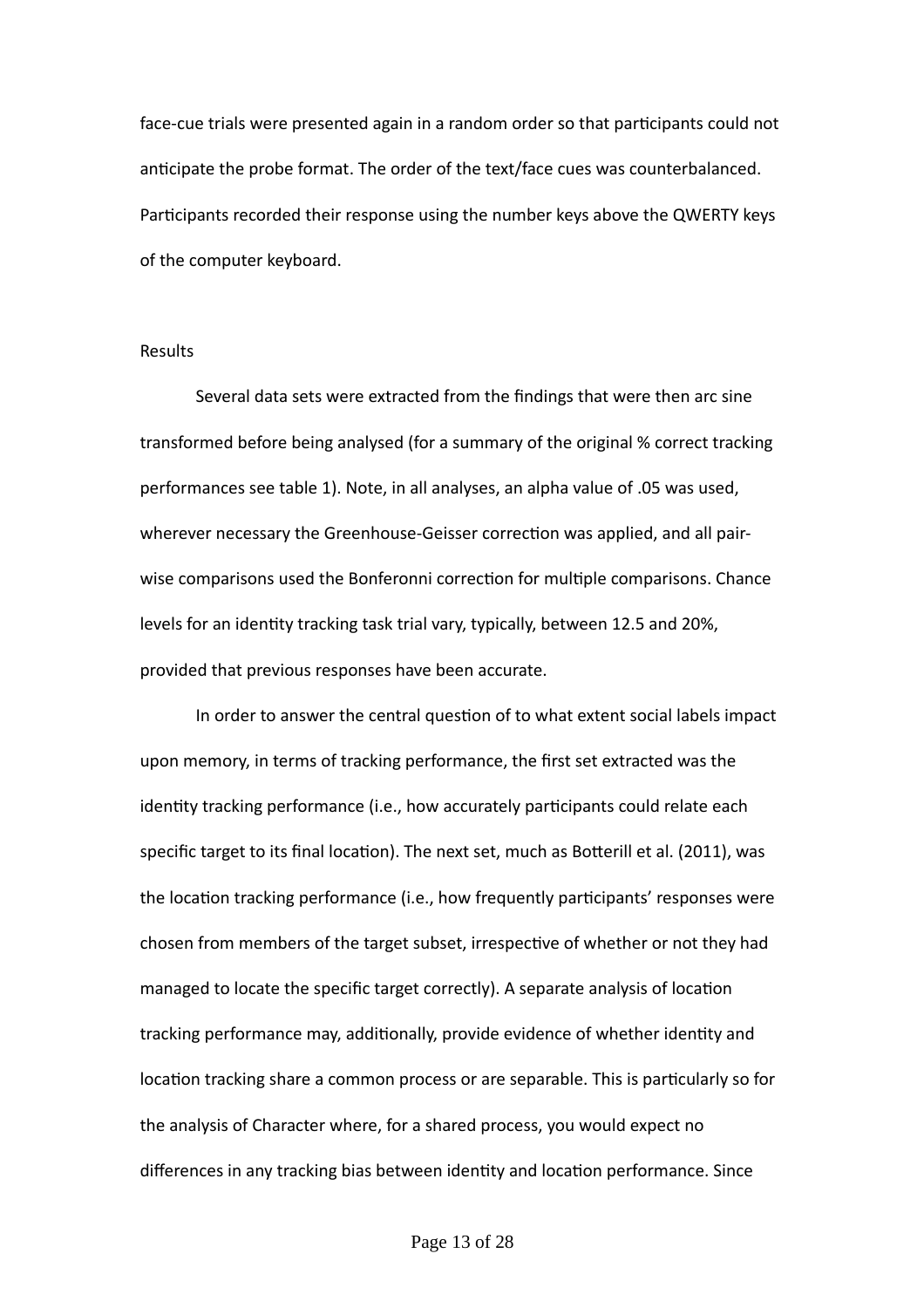face-cue trials were presented again in a random order so that participants could not anticipate the probe format. The order of the text/face cues was counterbalanced. Participants recorded their response using the number keys above the QWERTY keys of the computer keyboard.

## Results

Several data sets were extracted from the findings that were then arc sine transformed before being analysed (for a summary of the original % correct tracking performances see table 1). Note, in all analyses, an alpha value of .05 was used, wherever necessary the Greenhouse-Geisser correction was applied, and all pair-wise comparisons used the Bonferonni correction for multiple comparisons. Chance levels for an identity tracking task trial vary, typically, between 12.5 and 20%, provided that previous responses have been accurate.

In order to answer the central question of to what extent social labels impact upon memory, in terms of tracking performance, the first set extracted was the identity tracking performance (i.e., how accurately participants could relate each specific target to its final location). The next set, much as Botterill et al. (2011), was the location tracking performance (i.e., how frequently participants' responses were chosen from members of the target subset, irrespective of whether or not they had managed to locate the specific target correctly). A separate analysis of location tracking performance may, additionally, provide evidence of whether identity and location tracking share a common process or are separable. This is particularly so for the analysis of Character where, for a shared process, you would expect no differences in any tracking bias between identity and location performance. Since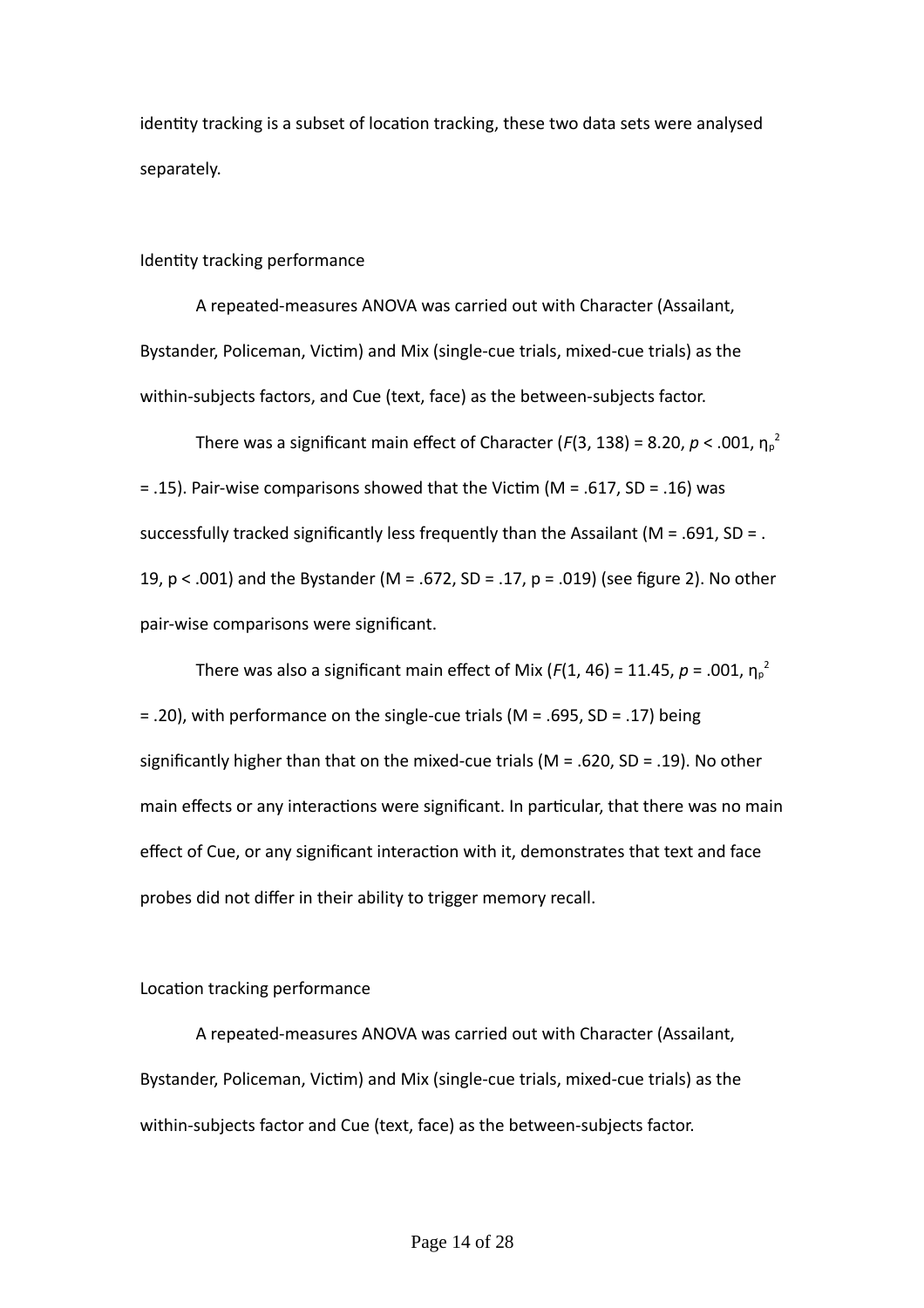identity tracking is a subset of location tracking, these two data sets were analysed separately.

## Identity tracking performance

A repeated-measures ANOVA was carried out with Character (Assailant, Bystander, Policeman, Victim) and Mix (single-cue trials, mixed-cue trials) as the within-subjects factors, and Cue (text, face) as the between-subjects factor.

There was a significant main effect of Character ($F(3, 138) = 8.20$, $p < .001$, $\eta_p^2 = .15$). Pair-wise comparisons showed that the Victim (M = .617, SD = .16) was successfully tracked significantly less frequently than the Assailant (M = .691, SD = .19, p < .001) and the Bystander (M = .672, SD = .17, p = .019) (see figure 2). No other pair-wise comparisons were significant.

There was also a significant main effect of Mix ($F(1, 46) = 11.45$, $p = .001$, $\eta_p^2 = .20$), with performance on the single-cue trials (M = .695, SD = .17) being significantly higher than that on the mixed-cue trials (M = .620, SD = .19). No other main effects or any interactions were significant. In particular, that there was no main effect of Cue, or any significant interaction with it, demonstrates that text and face probes did not differ in their ability to trigger memory recall.

## Location tracking performance

A repeated-measures ANOVA was carried out with Character (Assailant, Bystander, Policeman, Victim) and Mix (single-cue trials, mixed-cue trials) as the within-subjects factor and Cue (text, face) as the between-subjects factor.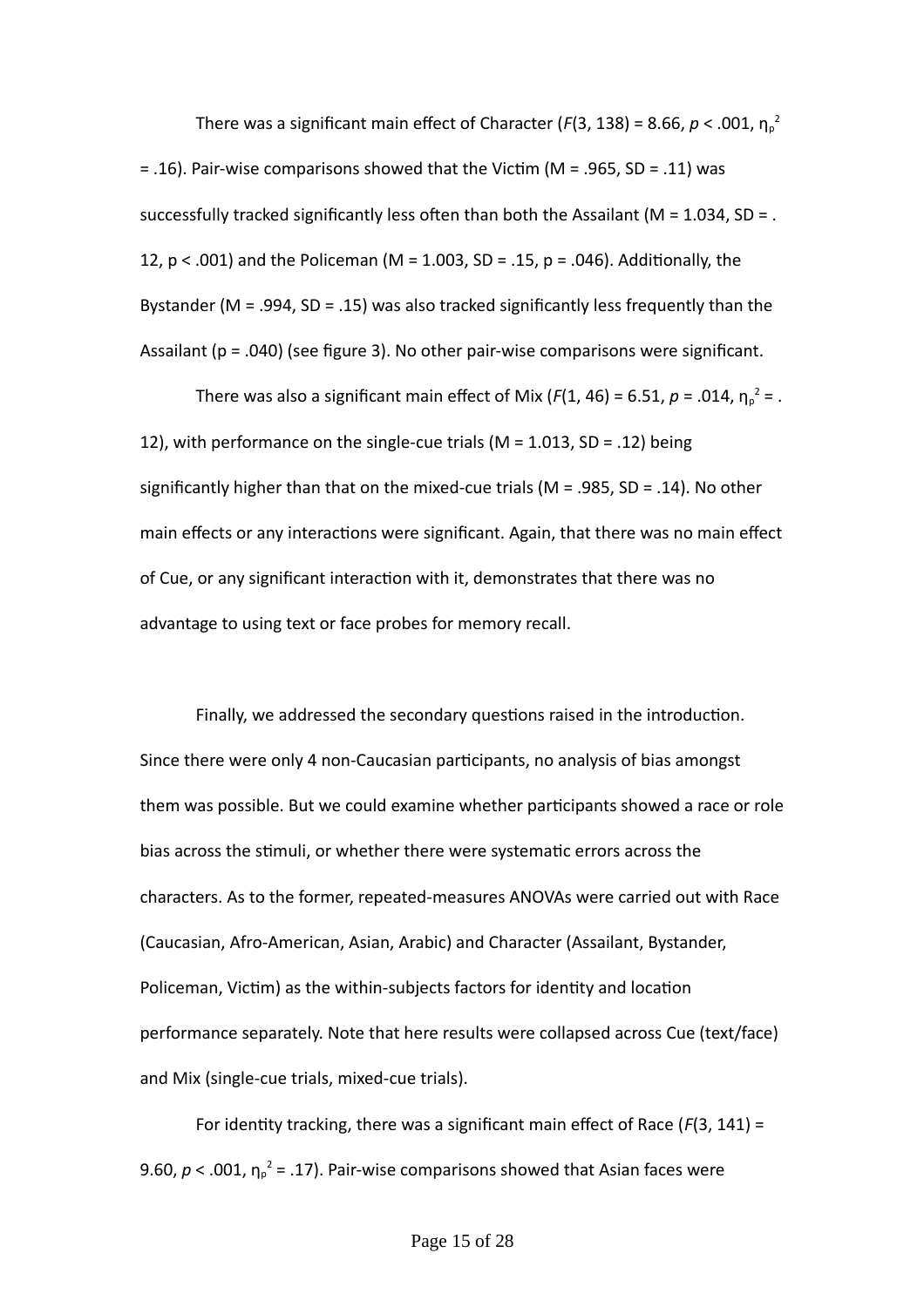There was a significant main effect of Character ($F(3, 138) = 8.66$, $p < .001$, $\eta_p^2 = .16$). Pair-wise comparisons showed that the Victim (M = .965, SD = .11) was successfully tracked significantly less often than both the Assailant (M = 1.034, SD = .12, p < .001) and the Policeman (M = 1.003, SD = .15, p = .046). Additionally, the Bystander (M = .994, SD = .15) was also tracked significantly less frequently than the Assailant (p = .040) (see figure 3). No other pair-wise comparisons were significant.

There was also a significant main effect of Mix ($F(1, 46) = 6.51$, $p = .014$, $\eta_p^2 = .12$), with performance on the single-cue trials (M = 1.013, SD = .12) being significantly higher than that on the mixed-cue trials (M = .985, SD = .14). No other main effects or any interactions were significant. Again, that there was no main effect of Cue, or any significant interaction with it, demonstrates that there was no advantage to using text or face probes for memory recall.

Finally, we addressed the secondary questions raised in the introduction. Since there were only 4 non-Caucasian participants, no analysis of bias amongst them was possible. But we could examine whether participants showed a race or role bias across the stimuli, or whether there were systematic errors across the characters. As to the former, repeated-measures ANOVAs were carried out with Race (Caucasian, Afro-American, Asian, Arabic) and Character (Assailant, Bystander, Policeman, Victim) as the within-subjects factors for identity and location performance separately. Note that here results were collapsed across Cue (text/face) and Mix (single-cue trials, mixed-cue trials).

For identity tracking, there was a significant main effect of Race ($F(3, 141) = 9.60$, $p < .001$, $\eta_p^2 = .17$). Pair-wise comparisons showed that Asian faces were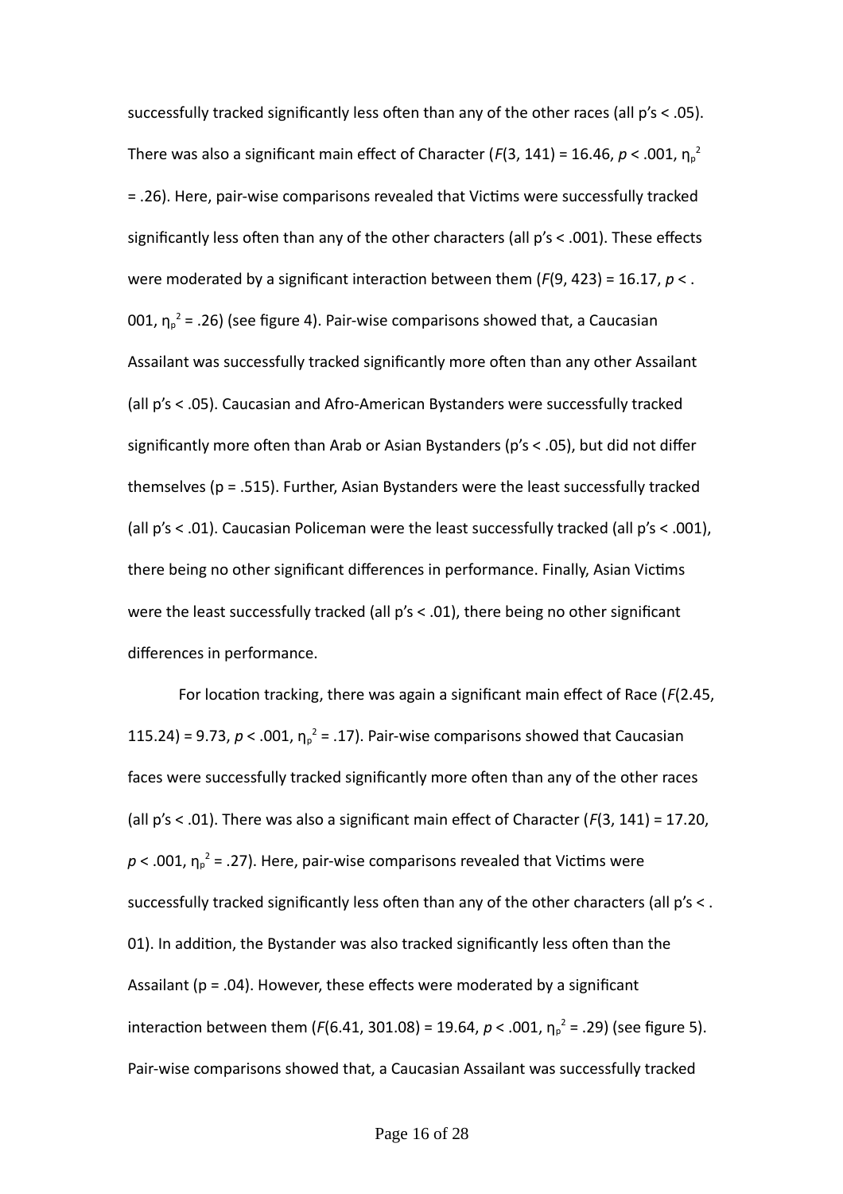successfully tracked significantly less often than any of the other races (all p's < .05). There was also a significant main effect of Character ($F(3, 141) = 16.46$, $p < .001$, $\eta_p^2 = .26$). Here, pair-wise comparisons revealed that Victims were successfully tracked significantly less often than any of the other characters (all p's < .001). These effects were moderated by a significant interaction between them ($F(9, 423) = 16.17$, $p < .001$, $\eta_p^2 = .26$) (see figure 4). Pair-wise comparisons showed that, a Caucasian Assailant was successfully tracked significantly more often than any other Assailant (all p's < .05). Caucasian and Afro-American Bystanders were successfully tracked significantly more often than Arab or Asian Bystanders (p's < .05), but did not differ themselves (p = .515). Further, Asian Bystanders were the least successfully tracked (all p's < .01). Caucasian Policeman were the least successfully tracked (all p's < .001), there being no other significant differences in performance. Finally, Asian Victims were the least successfully tracked (all p's < .01), there being no other significant differences in performance.

For location tracking, there was again a significant main effect of Race ($F(2.45, 115.24) = 9.73$, $p < .001$, $\eta_p^2 = .17$). Pair-wise comparisons showed that Caucasian faces were successfully tracked significantly more often than any of the other races (all p's < .01). There was also a significant main effect of Character ($F(3, 141) = 17.20$, $p < .001$, $\eta_p^2 = .27$). Here, pair-wise comparisons revealed that Victims were successfully tracked significantly less often than any of the other characters (all p's < .01). In addition, the Bystander was also tracked significantly less often than the Assailant (p = .04). However, these effects were moderated by a significant interaction between them ($F(6.41, 301.08) = 19.64$, $p < .001$, $\eta_p^2 = .29$) (see figure 5). Pair-wise comparisons showed that, a Caucasian Assailant was successfully tracked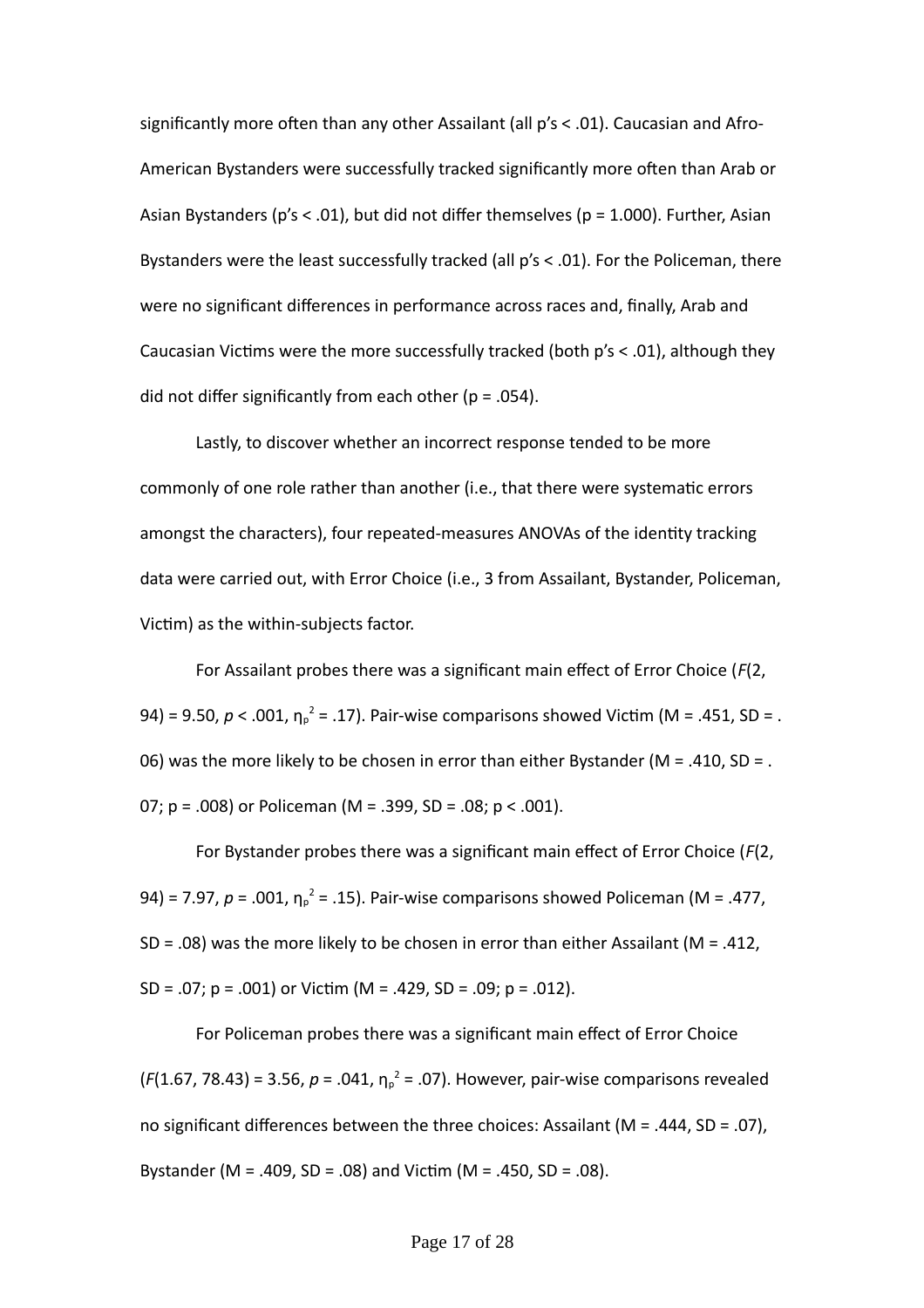significantly more often than any other Assailant (all p's < .01). Caucasian and Afro-American Bystanders were successfully tracked significantly more often than Arab or Asian Bystanders (p's < .01), but did not differ themselves (p = 1.000). Further, Asian Bystanders were the least successfully tracked (all p's < .01). For the Policeman, there were no significant differences in performance across races and, finally, Arab and Caucasian Victims were the more successfully tracked (both p's < .01), although they did not differ significantly from each other (p = .054).

Lastly, to discover whether an incorrect response tended to be more commonly of one role rather than another (i.e., that there were systematic errors amongst the characters), four repeated-measures ANOVAs of the identity tracking data were carried out, with Error Choice (i.e., 3 from Assailant, Bystander, Policeman, Victim) as the within-subjects factor.

For Assailant probes there was a significant main effect of Error Choice ($F(2, 94) = 9.50$, $p < .001$, $\eta_p^2 = .17$). Pair-wise comparisons showed Victim (M = .451, SD = .06) was the more likely to be chosen in error than either Bystander (M = .410, SD = .07; p = .008) or Policeman (M = .399, SD = .08; p < .001).

For Bystander probes there was a significant main effect of Error Choice ($F(2, 94) = 7.97$, $p = .001$, $\eta_p^2 = .15$). Pair-wise comparisons showed Policeman (M = .477, SD = .08) was the more likely to be chosen in error than either Assailant (M = .412, SD = .07; p = .001) or Victim (M = .429, SD = .09; p = .012).

For Policeman probes there was a significant main effect of Error Choice ($F(1.67, 78.43) = 3.56$, $p = .041$, $\eta_p^2 = .07$). However, pair-wise comparisons revealed no significant differences between the three choices: Assailant (M = .444, SD = .07), Bystander (M = .409, SD = .08) and Victim (M = .450, SD = .08).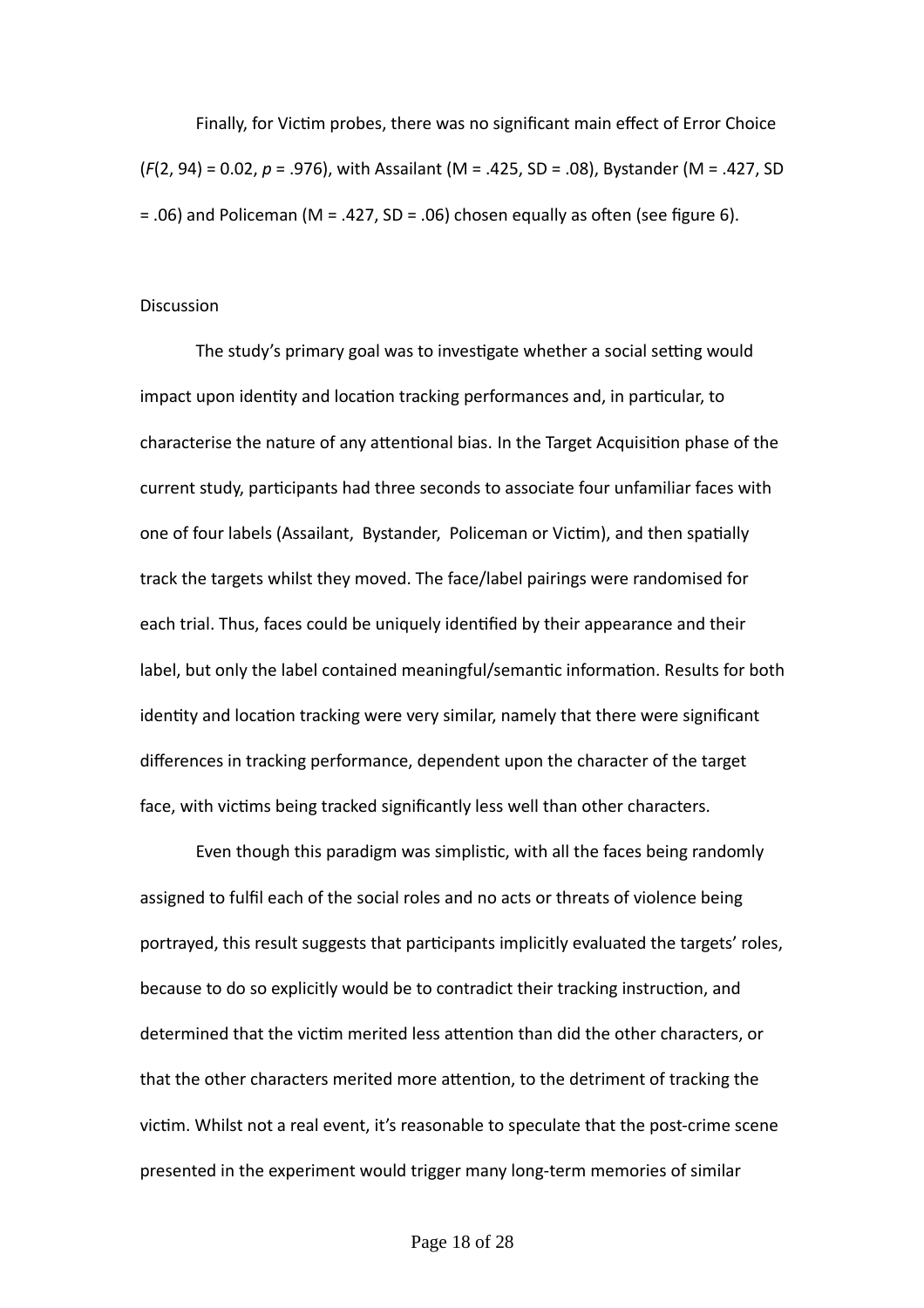Finally, for Victim probes, there was no significant main effect of Error Choice ($F(2, 94) = 0.02$, $p = .976$), with Assailant (M = .425, SD = .08), Bystander (M = .427, SD = .06) and Policeman (M = .427, SD = .06) chosen equally as often (see figure 6).

## Discussion

The study's primary goal was to investigate whether a social setting would impact upon identity and location tracking performances and, in particular, to characterise the nature of any attentional bias. In the Target Acquisition phase of the current study, participants had three seconds to associate four unfamiliar faces with one of four labels (Assailant, Bystander, Policeman or Victim), and then spatially track the targets whilst they moved. The face/label pairings were randomised for each trial. Thus, faces could be uniquely identified by their appearance and their label, but only the label contained meaningful/semantic information. Results for both identity and location tracking were very similar, namely that there were significant differences in tracking performance, dependent upon the character of the target face, with victims being tracked significantly less well than other characters.

Even though this paradigm was simplistic, with all the faces being randomly assigned to fulfil each of the social roles and no acts or threats of violence being portrayed, this result suggests that participants implicitly evaluated the targets' roles, because to do so explicitly would be to contradict their tracking instruction, and determined that the victim merited less attention than did the other characters, or that the other characters merited more attention, to the detriment of tracking the victim. Whilst not a real event, it's reasonable to speculate that the post-crime scene presented in the experiment would trigger many long-term memories of similar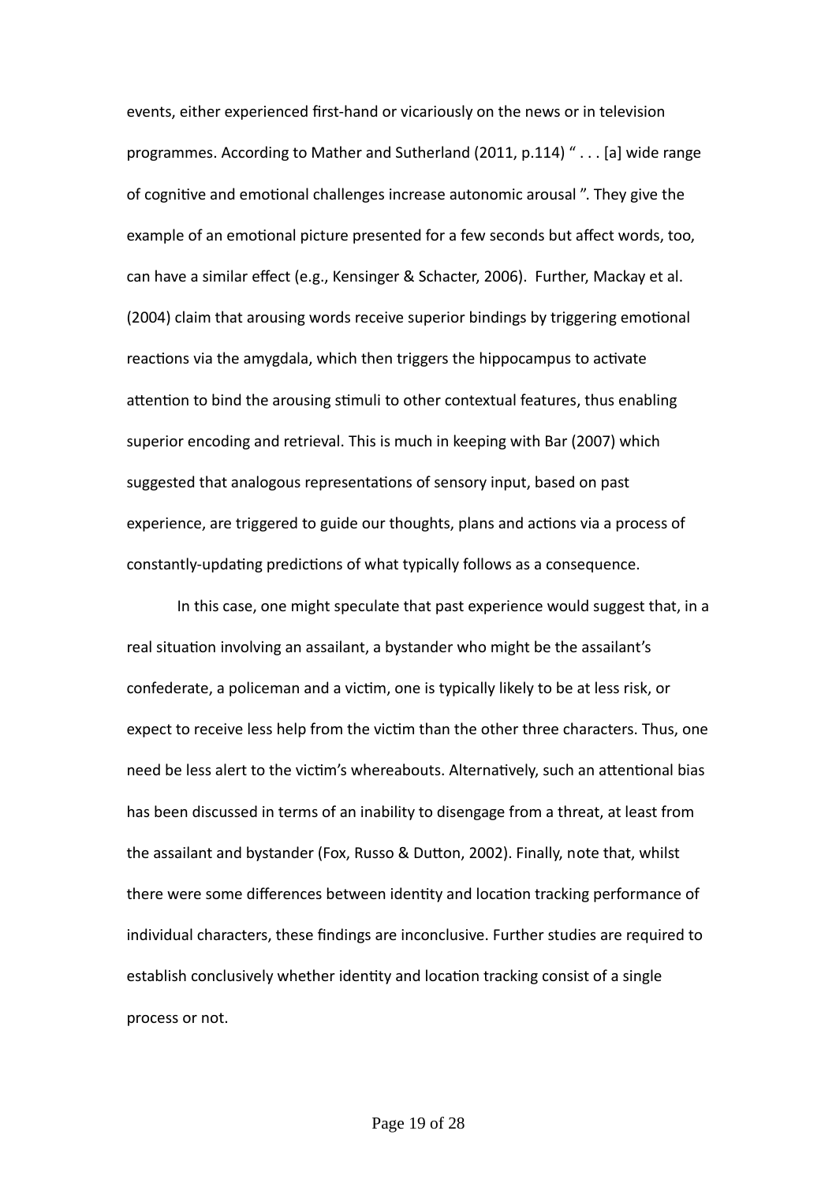events, either experienced first-hand or vicariously on the news or in television programmes. According to Mather and Sutherland (2011, p.114) " . . . [a] wide range of cognitive and emotional challenges increase autonomic arousal ". They give the example of an emotional picture presented for a few seconds but affect words, too, can have a similar effect (e.g., Kensinger & Schacter, 2006). Further, Mackay et al. (2004) claim that arousing words receive superior bindings by triggering emotional reactions via the amygdala, which then triggers the hippocampus to activate attention to bind the arousing stimuli to other contextual features, thus enabling superior encoding and retrieval. This is much in keeping with Bar (2007) which suggested that analogous representations of sensory input, based on past experience, are triggered to guide our thoughts, plans and actions via a process of constantly-updating predictions of what typically follows as a consequence.

In this case, one might speculate that past experience would suggest that, in a real situation involving an assailant, a bystander who might be the assailant's confederate, a policeman and a victim, one is typically likely to be at less risk, or expect to receive less help from the victim than the other three characters. Thus, one need be less alert to the victim's whereabouts. Alternatively, such an attentional bias has been discussed in terms of an inability to disengage from a threat, at least from the assailant and bystander (Fox, Russo & Dutton, 2002). Finally, note that, whilst there were some differences between identity and location tracking performance of individual characters, these findings are inconclusive. Further studies are required to establish conclusively whether identity and location tracking consist of a single process or not.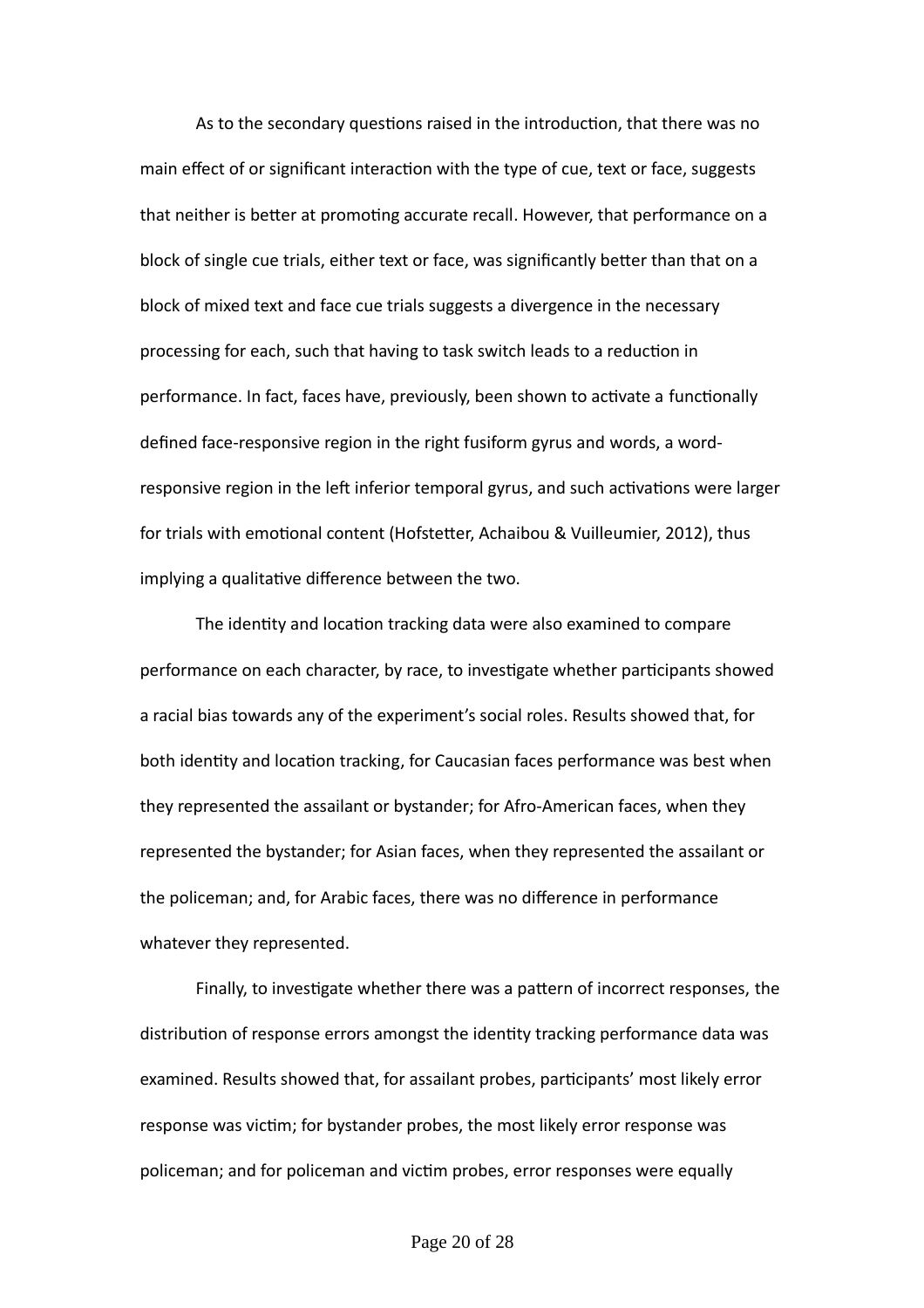As to the secondary questions raised in the introduction, that there was no main effect of or significant interaction with the type of cue, text or face, suggests that neither is better at promoting accurate recall. However, that performance on a block of single cue trials, either text or face, was significantly better than that on a block of mixed text and face cue trials suggests a divergence in the necessary processing for each, such that having to task switch leads to a reduction in performance. In fact, faces have, previously, been shown to activate a functionally defined face-responsive region in the right fusiform gyrus and words, a word-responsive region in the left inferior temporal gyrus, and such activations were larger for trials with emotional content (Hofstetter, Achaibou & Vuilleumier, 2012), thus implying a qualitative difference between the two.

The identity and location tracking data were also examined to compare performance on each character, by race, to investigate whether participants showed a racial bias towards any of the experiment's social roles. Results showed that, for both identity and location tracking, for Caucasian faces performance was best when they represented the assailant or bystander; for Afro-American faces, when they represented the bystander; for Asian faces, when they represented the assailant or the policeman; and, for Arabic faces, there was no difference in performance whatever they represented.

Finally, to investigate whether there was a pattern of incorrect responses, the distribution of response errors amongst the identity tracking performance data was examined. Results showed that, for assailant probes, participants' most likely error response was victim; for bystander probes, the most likely error response was policeman; and for policeman and victim probes, error responses were equally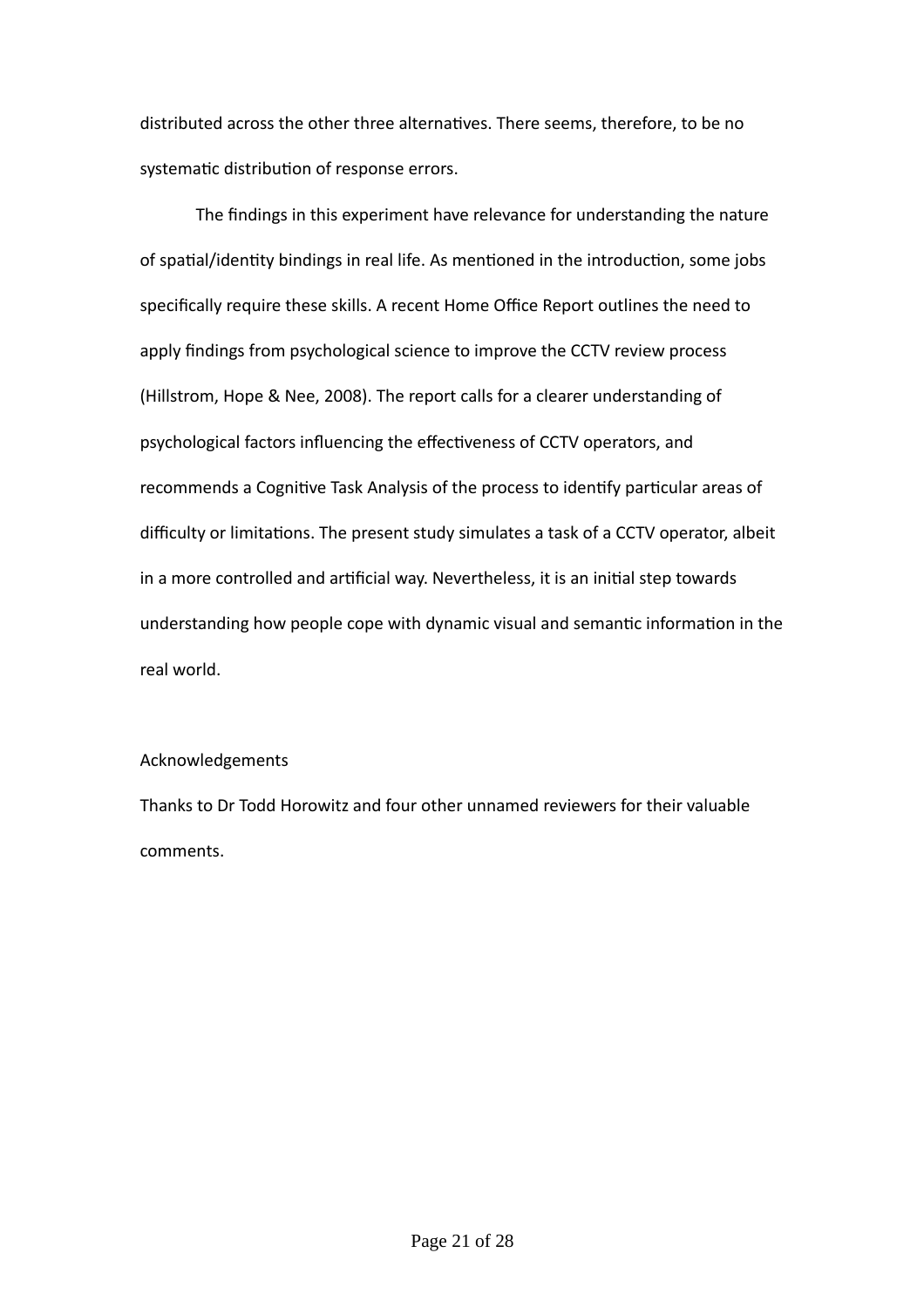distributed across the other three alternatives. There seems, therefore, to be no systematic distribution of response errors.

The findings in this experiment have relevance for understanding the nature of spatial/identity bindings in real life. As mentioned in the introduction, some jobs specifically require these skills. A recent Home Office Report outlines the need to apply findings from psychological science to improve the CCTV review process (Hillstrom, Hope & Nee, 2008). The report calls for a clearer understanding of psychological factors influencing the effectiveness of CCTV operators, and recommends a Cognitive Task Analysis of the process to identify particular areas of difficulty or limitations. The present study simulates a task of a CCTV operator, albeit in a more controlled and artificial way. Nevertheless, it is an initial step towards understanding how people cope with dynamic visual and semantic information in the real world.

## Acknowledgements

Thanks to Dr Todd Horowitz and four other unnamed reviewers for their valuable comments.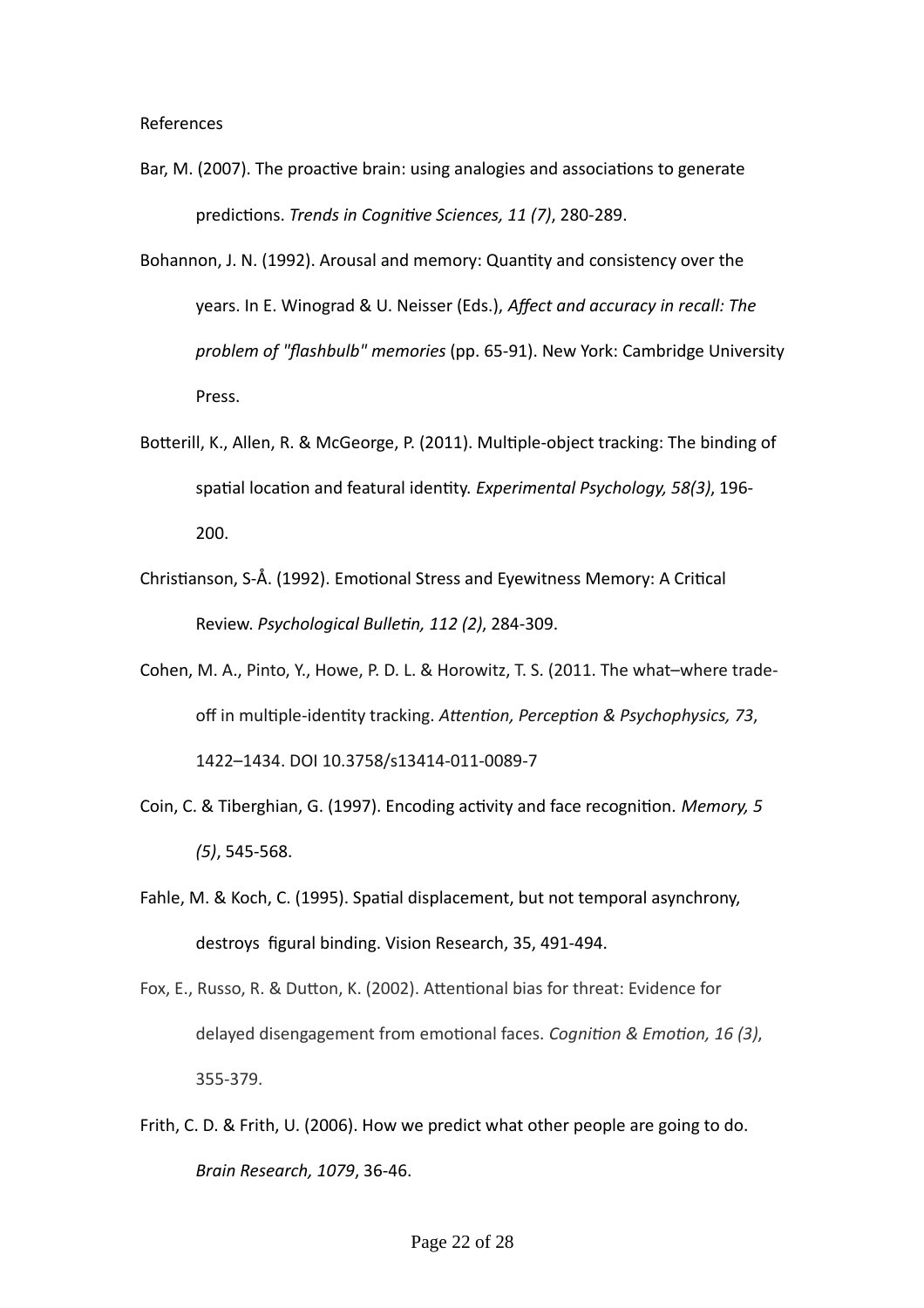References

Bar, M. (2007). The proactive brain: using analogies and associations to generate predictions. *Trends in Cognitive Sciences, 11 (7)*, 280-289.

Bohannon, J. N. (1992). Arousal and memory: Quantity and consistency over the years. In E. Winograd & U. Neisser (Eds.), *Affect and accuracy in recall: The problem of "flashbulb" memories* (pp. 65-91). New York: Cambridge University Press.

Botterill, K., Allen, R. & McGeorge, P. (2011). Multiple-object tracking: The binding of spatial location and featural identity. *Experimental Psychology, 58(3)*, 196-200.

Christianson, S-Å. (1992). Emotional Stress and Eyewitness Memory: A Critical Review. *Psychological Bulletin, 112 (2)*, 284-309.

Cohen, M. A., Pinto, Y., Howe, P. D. L. & Horowitz, T. S. (2011. The what–where trade-off in multiple-identity tracking. *Attention, Perception & Psychophysics, 73*, 1422–1434. DOI 10.3758/s13414-011-0089-7

Coin, C. & Tiberghian, G. (1997). Encoding activity and face recognition. *Memory, 5 (5)*, 545-568.

Fahle, M. & Koch, C. (1995). Spatial displacement, but not temporal asynchrony, destroys figural binding. Vision Research, 35, 491-494.

Fox, E., Russo, R. & Dutton, K. (2002). Attentional bias for threat: Evidence for delayed disengagement from emotional faces. *Cognition & Emotion, 16 (3)*, 355-379.

Frith, C. D. & Frith, U. (2006). How we predict what other people are going to do. *Brain Research, 1079*, 36-46.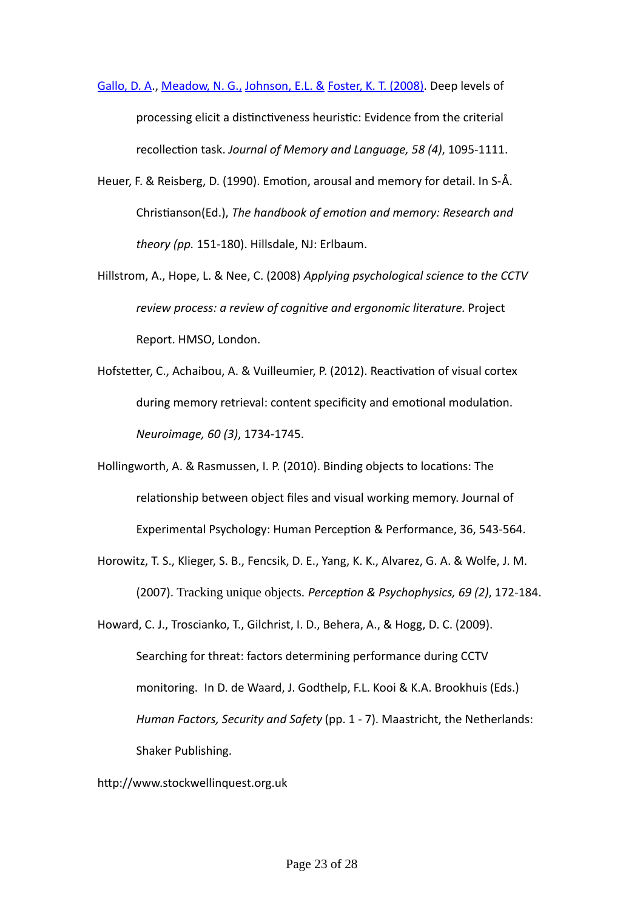Gallo, D. A., Meadow, N. G., Johnson, E.L. & Foster, K. T. (2008). Deep levels of processing elicit a distinctiveness heuristic: Evidence from the criterial recollection task. *Journal of Memory and Language, 58 (4)*, 1095-1111.

Heuer, F. & Reisberg, D. (1990). Emotion, arousal and memory for detail. In S-Å. Christianson(Ed.), *The handbook of emotion and memory: Research and theory (pp.* 151-180). Hillsdale, NJ: Erlbaum.

Hillstrom, A., Hope, L. & Nee, C. (2008) *Applying psychological science to the CCTV review process: a review of cognitive and ergonomic literature.* Project Report. HMSO, London.

Hofstetter, C., Achaibou, A. & Vuilleumier, P. (2012). Reactivation of visual cortex during memory retrieval: content specificity and emotional modulation. *Neuroimage, 60 (3)*, 1734-1745.

Hollingworth, A. & Rasmussen, I. P. (2010). Binding objects to locations: The relationship between object files and visual working memory. Journal of Experimental Psychology: Human Perception & Performance, 36, 543-564.

Horowitz, T. S., Klieger, S. B., Fencsik, D. E., Yang, K. K., Alvarez, G. A. & Wolfe, J. M. (2007). Tracking unique objects. *Perception & Psychophysics, 69 (2)*, 172-184.

Howard, C. J., Troscianko, T., Gilchrist, I. D., Behera, A., & Hogg, D. C. (2009). Searching for threat: factors determining performance during CCTV monitoring. In D. de Waard, J. Godthelp, F.L. Kooi & K.A. Brookhuis (Eds.) *Human Factors, Security and Safety* (pp. 1 - 7). Maastricht, the Netherlands: Shaker Publishing.

http://www.stockwellinquest.org.uk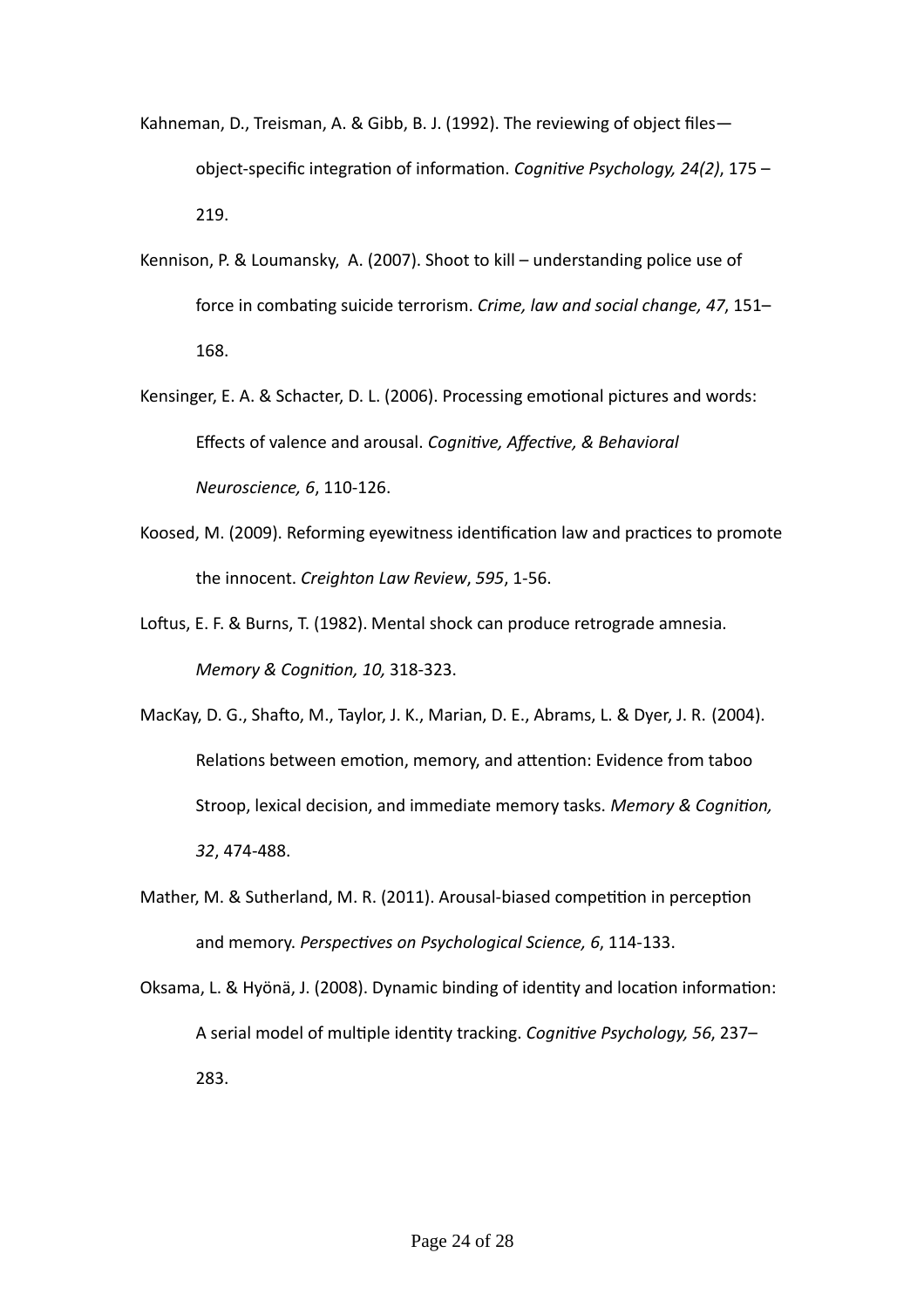Kahneman, D., Treisman, A. & Gibb, B. J. (1992). The reviewing of object files—object-specific integration of information. *Cognitive Psychology, 24(2)*, 175 – 219.

Kennison, P. & Loumansky, A. (2007). Shoot to kill – understanding police use of force in combating suicide terrorism. *Crime, law and social change, 47*, 151–168.

Kensinger, E. A. & Schacter, D. L. (2006). Processing emotional pictures and words: Effects of valence and arousal. *Cognitive, Affective, & Behavioral Neuroscience, 6*, 110-126.

Koosed, M. (2009). Reforming eyewitness identification law and practices to promote the innocent. *Creighton Law Review*, *595*, 1-56.

Loftus, E. F. & Burns, T. (1982). Mental shock can produce retrograde amnesia. *Memory & Cognition, 10,* 318-323.

MacKay, D. G., Shafto, M., Taylor, J. K., Marian, D. E., Abrams, L. & Dyer, J. R. (2004). Relations between emotion, memory, and attention: Evidence from taboo Stroop, lexical decision, and immediate memory tasks. *Memory & Cognition, 32*, 474-488.

Mather, M. & Sutherland, M. R. (2011). Arousal-biased competition in perception and memory. *Perspectives on Psychological Science, 6*, 114-133.

Oksama, L. & Hyönä, J. (2008). Dynamic binding of identity and location information: A serial model of multiple identity tracking. *Cognitive Psychology, 56*, 237–283.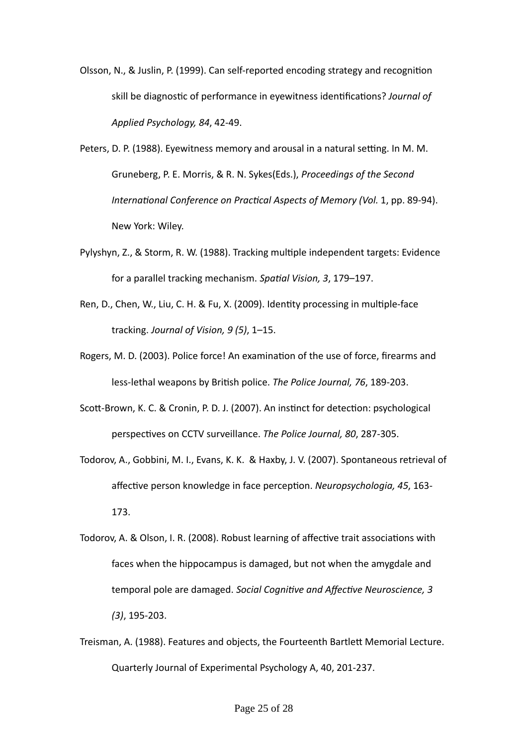Olsson, N., & Juslin, P. (1999). Can self-reported encoding strategy and recognition skill be diagnostic of performance in eyewitness identifications? *Journal of Applied Psychology, 84*, 42-49.

Peters, D. P. (1988). Eyewitness memory and arousal in a natural setting. In M. M. Gruneberg, P. E. Morris, & R. N. Sykes(Eds.), *Proceedings of the Second International Conference on Practical Aspects of Memory (Vol.* 1, pp. 89-94). New York: Wiley.

Pylyshyn, Z., & Storm, R. W. (1988). Tracking multiple independent targets: Evidence for a parallel tracking mechanism. *Spatial Vision, 3*, 179–197.

Ren, D., Chen, W., Liu, C. H. & Fu, X. (2009). Identity processing in multiple-face tracking. *Journal of Vision, 9 (5)*, 1–15.

Rogers, M. D. (2003). Police force! An examination of the use of force, firearms and less-lethal weapons by British police. *The Police Journal, 76*, 189-203.

Scott-Brown, K. C. & Cronin, P. D. J. (2007). An instinct for detection: psychological perspectives on CCTV surveillance. *The Police Journal, 80*, 287-305.

Todorov, A., Gobbini, M. I., Evans, K. K. & Haxby, J. V. (2007). Spontaneous retrieval of affective person knowledge in face perception. *Neuropsychologia, 45*, 163-173.

Todorov, A. & Olson, I. R. (2008). Robust learning of affective trait associations with faces when the hippocampus is damaged, but not when the amygdale and temporal pole are damaged. *Social Cognitive and Affective Neuroscience, 3 (3)*, 195-203.

Treisman, A. (1988). Features and objects, the Fourteenth Bartlett Memorial Lecture. Quarterly Journal of Experimental Psychology A, 40, 201-237.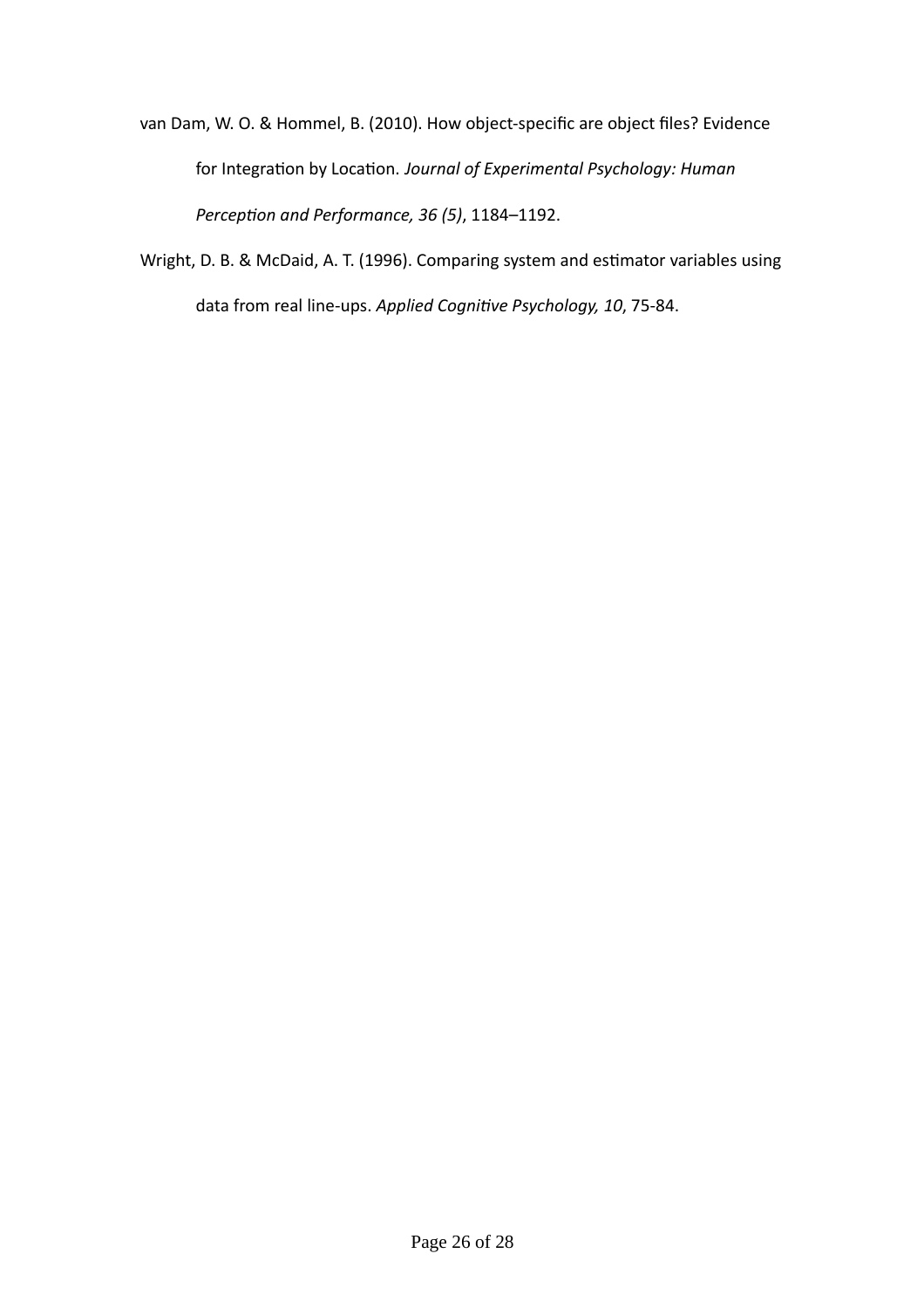van Dam, W. O. & Hommel, B. (2010). How object-specific are object files? Evidence for Integration by Location. *Journal of Experimental Psychology: Human Perception and Performance, 36 (5)*, 1184–1192.

Wright, D. B. & McDaid, A. T. (1996). Comparing system and estimator variables using data from real line-ups. *Applied Cognitive Psychology, 10*, 75-84.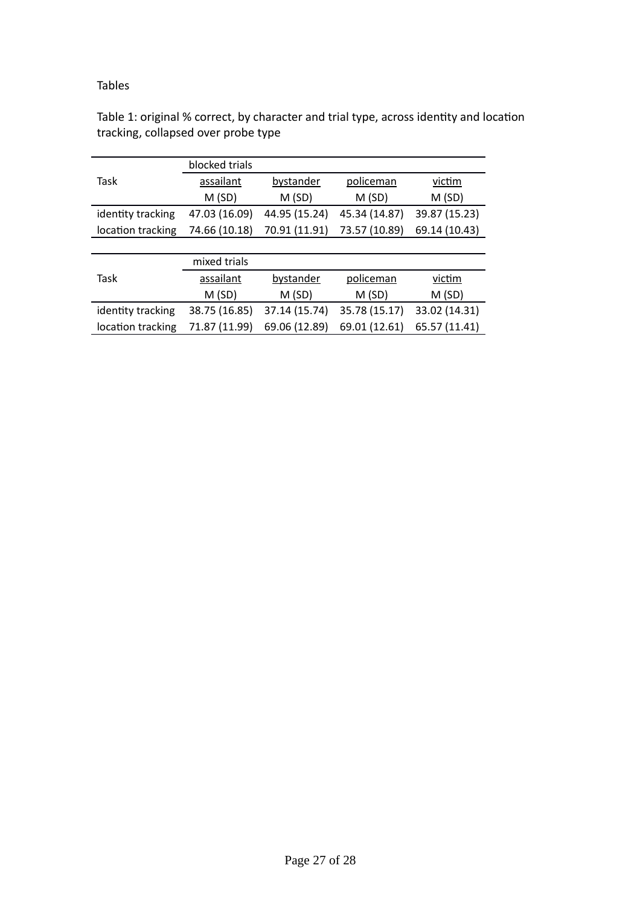Tables

Table 1: original % correct, by character and trial type, across identity and location tracking, collapsed over probe type

| | blocked trials | | | |
|---|---|---|---|---|
| Task | assailant | bystander | policeman | victim |
| | M (SD) | M (SD) | M (SD) | M (SD) |
| identity tracking | 47.03 (16.09) | 44.95 (15.24) | 45.34 (14.87) | 39.87 (15.23) |
| location tracking | 74.66 (10.18) | 70.91 (11.91) | 73.57 (10.89) | 69.14 (10.43) |

| | mixed trials | | | |
|---|---|---|---|---|
| Task | assailant | bystander | policeman | victim |
| | M (SD) | M (SD) | M (SD) | M (SD) |
| identity tracking | 38.75 (16.85) | 37.14 (15.74) | 35.78 (15.17) | 33.02 (14.31) |
| location tracking | 71.87 (11.99) | 69.06 (12.89) | 69.01 (12.61) | 65.57 (11.41) |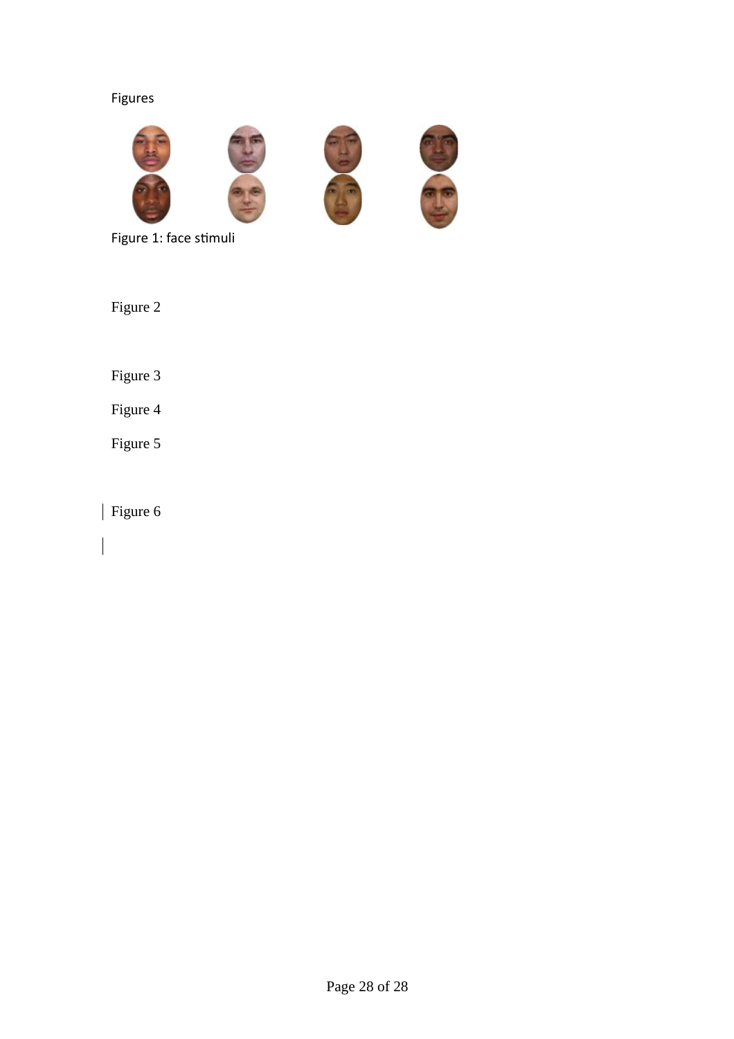Figures

Figure 1: face stimuli

Figure 2

Figure 3

Figure 4

Figure 5

Figure 6